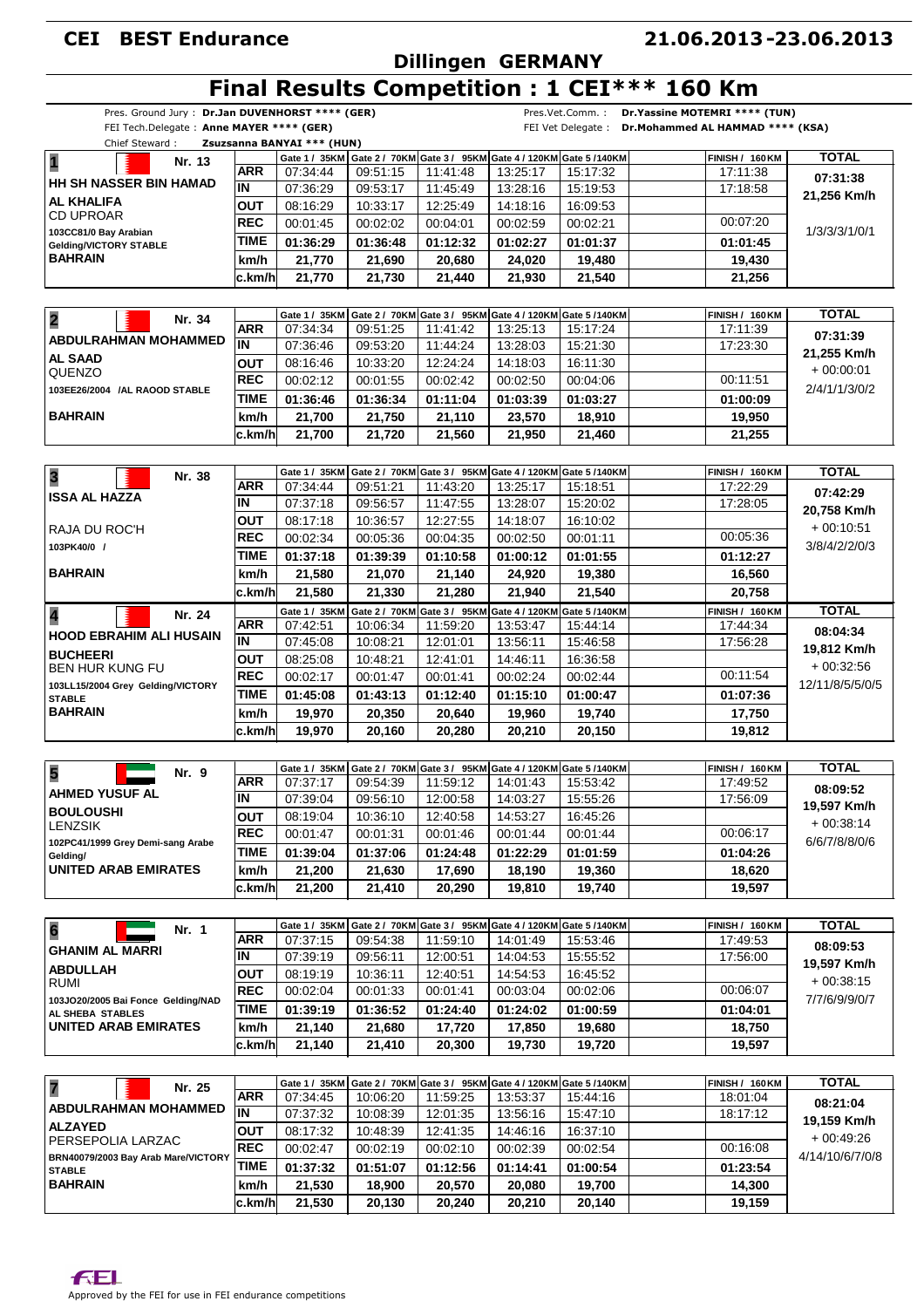# CEI BEST Endurance

**21.06.2013-23.06.2013**

## Dillingen GERMANY

# Final Results Competition : 1 CEI*** 160 Km

Pres. Ground Jury : **Dr.Jan DUVENHORST **** (GER)**
FEI Tech.Delegate : **Anne MAYER **** (GER)**
Chief Steward : **Zsuzsanna BANYAI *** (HUN)**
Pres.Vet.Comm. : **Dr.Yassine MOTEMRI **** (TUN)**
FEI Vet Delegate : **Dr.Mohammed AL HAMMAD **** (KSA)**

| **1** Nr. 13 | | Gate 1 / 35KM | Gate 2 / 70KM | Gate 3 / 95KM | Gate 4 / 120KM | Gate 5 /140KM | | FINISH / 160KM | TOTAL |
|---|---|---|---|---|---|---|---|---|---|
| **HH SH NASSER BIN HAMAD** | ARR | 07:34:44 | 09:51:15 | 11:41:48 | 13:25:17 | 15:17:32 | | 17:11:38 | **07:31:38** |
| **AL KHALIFA** | IN | 07:36:29 | 09:53:17 | 11:45:49 | 13:28:16 | 15:19:53 | | 17:18:58 | **21,256 Km/h** |
| CD UPROAR | OUT | 08:16:29 | 10:33:17 | 12:25:49 | 14:18:16 | 16:09:53 | | | |
| 103CC81/0 Bay Arabian | REC | 00:01:45 | 00:02:02 | 00:04:01 | 00:02:59 | 00:02:21 | | 00:07:20 | 1/3/3/3/1/0/1 |
| Gelding/VICTORY STABLE | TIME | **01:36:29** | **01:36:48** | **01:12:32** | **01:02:27** | **01:01:37** | | **01:01:45** | |
| **BAHRAIN** | km/h | **21,770** | **21,690** | **20,680** | **24,020** | **19,480** | | **19,430** | |
| | c.km/h | **21,770** | **21,730** | **21,440** | **21,930** | **21,540** | | **21,256** | |

| **2** Nr. 34 | | Gate 1 / 35KM | Gate 2 / 70KM | Gate 3 / 95KM | Gate 4 / 120KM | Gate 5 /140KM | | FINISH / 160KM | TOTAL |
|---|---|---|---|---|---|---|---|---|---|
| **ABDULRAHMAN MOHAMMED** | ARR | 07:34:34 | 09:51:25 | 11:41:42 | 13:25:13 | 15:17:24 | | 17:11:39 | **07:31:39** |
| **AL SAAD** | IN | 07:36:46 | 09:53:20 | 11:44:24 | 13:28:03 | 15:21:30 | | 17:23:30 | **21,255 Km/h** |
| QUENZO | OUT | 08:16:46 | 10:33:20 | 12:24:24 | 14:18:03 | 16:11:30 | | | + 00:00:01 |
| 103EE26/2004 /AL RAOOD STABLE | REC | 00:02:12 | 00:01:55 | 00:02:42 | 00:02:50 | 00:04:06 | | 00:11:51 | 2/4/1/1/3/0/2 |
| | TIME | **01:36:46** | **01:36:34** | **01:11:04** | **01:03:39** | **01:03:27** | | **01:00:09** | |
| **BAHRAIN** | km/h | **21,700** | **21,750** | **21,110** | **23,570** | **18,910** | | **19,950** | |
| | c.km/h | **21,700** | **21,720** | **21,560** | **21,950** | **21,460** | | **21,255** | |

| **3** Nr. 38 | | Gate 1 / 35KM | Gate 2 / 70KM | Gate 3 / 95KM | Gate 4 / 120KM | Gate 5 /140KM | | FINISH / 160KM | TOTAL |
|---|---|---|---|---|---|---|---|---|---|
| **ISSA AL HAZZA** | ARR | 07:34:44 | 09:51:21 | 11:43:20 | 13:25:17 | 15:18:51 | | 17:22:29 | **07:42:29** |
| | IN | 07:37:18 | 09:56:57 | 11:47:55 | 13:28:07 | 15:20:02 | | 17:28:05 | **20,758 Km/h** |
| RAJA DU ROC'H | OUT | 08:17:18 | 10:36:57 | 12:27:55 | 14:18:07 | 16:10:02 | | | + 00:10:51 |
| 103PK40/0 / | REC | 00:02:34 | 00:05:36 | 00:04:35 | 00:02:50 | 00:01:11 | | 00:05:36 | 3/8/4/2/2/0/3 |
| | TIME | **01:37:18** | **01:39:39** | **01:10:58** | **01:00:12** | **01:01:55** | | **01:12:27** | |
| **BAHRAIN** | km/h | **21,580** | **21,070** | **21,140** | **24,920** | **19,380** | | **16,560** | |
| | c.km/h | **21,580** | **21,330** | **21,280** | **21,940** | **21,540** | | **20,758** | |

| **4** Nr. 24 | | Gate 1 / 35KM | Gate 2 / 70KM | Gate 3 / 95KM | Gate 4 / 120KM | Gate 5 /140KM | | FINISH / 160KM | TOTAL |
|---|---|---|---|---|---|---|---|---|---|
| **HOOD EBRAHIM ALI HUSAIN** | ARR | 07:42:51 | 10:06:34 | 11:59:20 | 13:53:47 | 15:44:14 | | 17:44:34 | **08:04:34** |
| **BUCHEERI** | IN | 07:45:08 | 10:08:21 | 12:01:01 | 13:56:11 | 15:46:58 | | 17:56:28 | **19,812 Km/h** |
| BEN HUR KUNG FU | OUT | 08:25:08 | 10:48:21 | 12:41:01 | 14:46:11 | 16:36:58 | | | + 00:32:56 |
| 103LL15/2004 Grey Gelding/VICTORY STABLE | REC | 00:02:17 | 00:01:47 | 00:01:41 | 00:02:24 | 00:02:44 | | 00:11:54 | 12/11/8/5/5/0/5 |
| | TIME | **01:45:08** | **01:43:13** | **01:12:40** | **01:15:10** | **01:00:47** | | **01:07:36** | |
| **BAHRAIN** | km/h | **19,970** | **20,350** | **20,640** | **19,960** | **19,740** | | **17,750** | |
| | c.km/h | **19,970** | **20,160** | **20,280** | **20,210** | **20,150** | | **19,812** | |

| **5** Nr. 9 | | Gate 1 / 35KM | Gate 2 / 70KM | Gate 3 / 95KM | Gate 4 / 120KM | Gate 5 /140KM | | FINISH / 160KM | TOTAL |
|---|---|---|---|---|---|---|---|---|---|
| **AHMED YUSUF AL** | ARR | 07:37:17 | 09:54:39 | 11:59:12 | 14:01:43 | 15:53:42 | | 17:49:52 | **08:09:52** |
| **BOULOUSHI** | IN | 07:39:04 | 09:56:10 | 12:00:58 | 14:03:27 | 15:55:26 | | 17:56:09 | **19,597 Km/h** |
| LENZSIK | OUT | 08:19:04 | 10:36:10 | 12:40:58 | 14:53:27 | 16:45:26 | | | + 00:38:14 |
| 102PC41/1999 Grey Demi-sang Arabe Gelding/ | REC | 00:01:47 | 00:01:31 | 00:01:46 | 00:01:44 | 00:01:44 | | 00:06:17 | 6/6/7/8/8/0/6 |
| | TIME | **01:39:04** | **01:37:06** | **01:24:48** | **01:22:29** | **01:01:59** | | **01:04:26** | |
| **UNITED ARAB EMIRATES** | km/h | **21,200** | **21,630** | **17,690** | **18,190** | **19,360** | | **18,620** | |
| | c.km/h | **21,200** | **21,410** | **20,290** | **19,810** | **19,740** | | **19,597** | |

| **6** Nr. 1 | | Gate 1 / 35KM | Gate 2 / 70KM | Gate 3 / 95KM | Gate 4 / 120KM | Gate 5 /140KM | | FINISH / 160KM | TOTAL |
|---|---|---|---|---|---|---|---|---|---|
| **GHANIM AL MARRI** | ARR | 07:37:15 | 09:54:38 | 11:59:10 | 14:01:49 | 15:53:46 | | 17:49:53 | **08:09:53** |
| **ABDULLAH** | IN | 07:39:19 | 09:56:11 | 12:00:51 | 14:04:53 | 15:55:52 | | 17:56:00 | **19,597 Km/h** |
| RUMI | OUT | 08:19:19 | 10:36:11 | 12:40:51 | 14:54:53 | 16:45:52 | | | + 00:38:15 |
| 103JO20/2005 Bai Fonce Gelding/NAD AL SHEBA STABLES | REC | 00:02:04 | 00:01:33 | 00:01:41 | 00:03:04 | 00:02:06 | | 00:06:07 | 7/7/6/9/9/0/7 |
| | TIME | **01:39:19** | **01:36:52** | **01:24:40** | **01:24:02** | **01:00:59** | | **01:04:01** | |
| **UNITED ARAB EMIRATES** | km/h | **21,140** | **21,680** | **17,720** | **17,850** | **19,680** | | **18,750** | |
| | c.km/h | **21,140** | **21,410** | **20,300** | **19,730** | **19,720** | | **19,597** | |

| **7** Nr. 25 | | Gate 1 / 35KM | Gate 2 / 70KM | Gate 3 / 95KM | Gate 4 / 120KM | Gate 5 /140KM | | FINISH / 160KM | TOTAL |
|---|---|---|---|---|---|---|---|---|---|
| **ABDULRAHMAN MOHAMMED** | ARR | 07:34:45 | 10:06:20 | 11:59:25 | 13:53:37 | 15:44:16 | | 18:01:04 | **08:21:04** |
| **ALZAYED** | IN | 07:37:32 | 10:08:39 | 12:01:35 | 13:56:16 | 15:47:10 | | 18:17:12 | **19,159 Km/h** |
| PERSEPOLIA LARZAC | OUT | 08:17:32 | 10:48:39 | 12:41:35 | 14:46:16 | 16:37:10 | | | + 00:49:26 |
| BRN40079/2003 Bay Arab Mare/VICTORY STABLE | REC | 00:02:47 | 00:02:19 | 00:02:10 | 00:02:39 | 00:02:54 | | 00:16:08 | 4/14/10/6/7/0/8 |
| | TIME | **01:37:32** | **01:51:07** | **01:12:56** | **01:14:41** | **01:00:54** | | **01:23:54** | |
| **BAHRAIN** | km/h | **21,530** | **18,900** | **20,570** | **20,080** | **19,700** | | **14,300** | |
| | c.km/h | **21,530** | **20,130** | **20,240** | **20,210** | **20,140** | | **19,159** | |

Approved by the FEI for use in FEI endurance competitions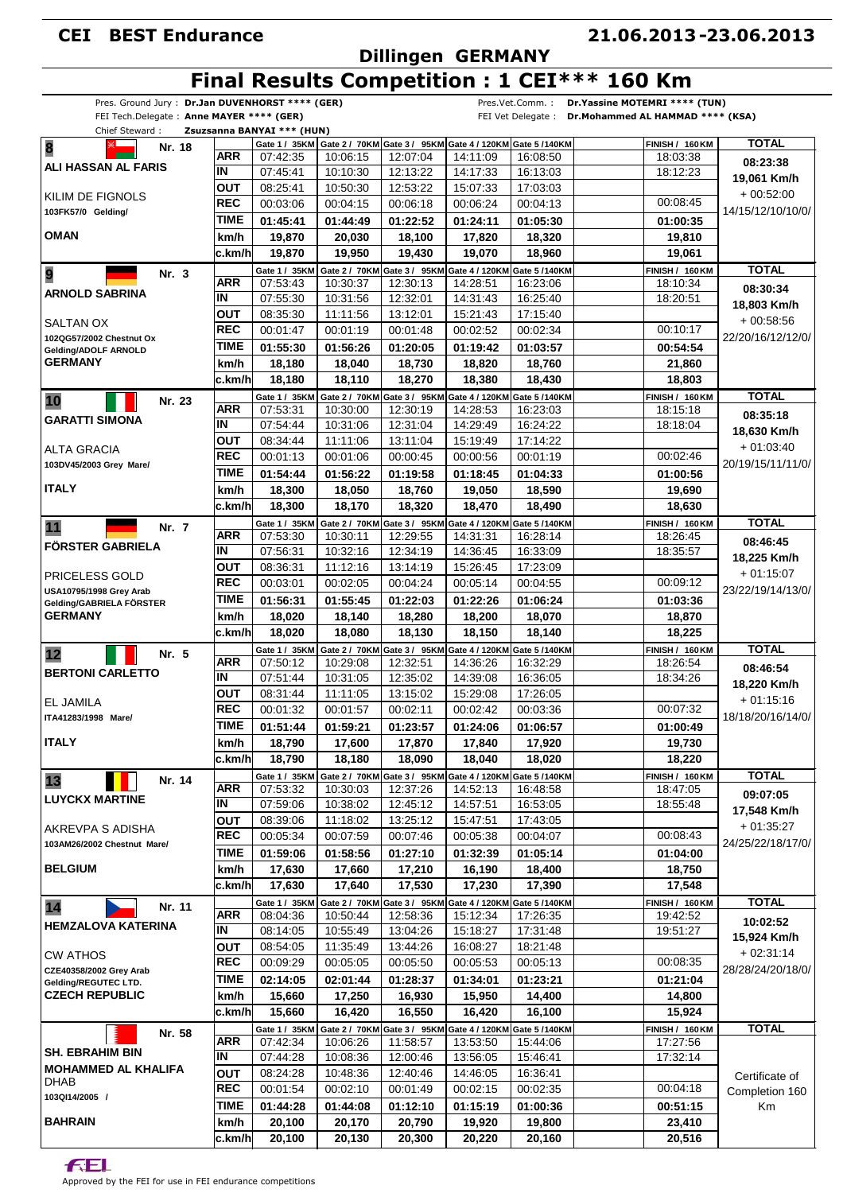# CEI BEST Endurance

**21.06.2013-23.06.2013**

## Dillingen GERMANY

# Final Results Competition : 1 CEI*** 160 Km

Pres. Ground Jury : **Dr.Jan DUVENHORST **** (GER)**
FEI Tech.Delegate : **Anne MAYER **** (GER)**
Chief Steward : **Zsuzsanna BANYAI *** (HUN)**

Pres.Vet.Comm. : **Dr.Yassine MOTEMRI **** (TUN)**
FEI Vet Delegate : **Dr.Mohammed AL HAMMAD **** (KSA)**

| Rider / Horse | | Gate 1 / 35KM | Gate 2 / 70KM | Gate 3 / 95KM | Gate 4 / 120KM | Gate 5 /140KM | | FINISH / 160KM | TOTAL |
|---|---|---|---|---|---|---|---|---|---|
| **8** Nr. 18 | ARR | 07:42:35 | 10:06:15 | 12:07:04 | 14:11:09 | 16:08:50 | | 18:03:38 | **08:23:38** |
| **ALI HASSAN AL FARIS** | IN | 07:45:41 | 10:10:30 | 12:13:22 | 14:17:33 | 16:13:03 | | 18:12:23 | **19,061 Km/h** |
| KILIM DE FIGNOLS | OUT | 08:25:41 | 10:50:30 | 12:53:22 | 15:07:33 | 17:03:03 | | | + 00:52:00 |
| 103FK57/0 Gelding/ | REC | 00:03:06 | 00:04:15 | 00:06:18 | 00:06:24 | 00:04:13 | | 00:08:45 | 14/15/12/10/10/0/ |
| | TIME | **01:45:41** | **01:44:49** | **01:22:52** | **01:24:11** | **01:05:30** | | **01:00:35** | |
| **OMAN** | km/h | **19,870** | **20,030** | **18,100** | **17,820** | **18,320** | | **19,810** | |
| | c.km/h | **19,870** | **19,950** | **19,430** | **19,070** | **18,960** | | **19,061** | |
| **9** Nr. 3 | ARR | 07:53:43 | 10:30:37 | 12:30:13 | 14:28:51 | 16:23:06 | | 18:10:34 | **08:30:34** |
| **ARNOLD SABRINA** | IN | 07:55:30 | 10:31:56 | 12:32:01 | 14:31:43 | 16:25:40 | | 18:20:51 | **18,803 Km/h** |
| SALTAN OX | OUT | 08:35:30 | 11:11:56 | 13:12:01 | 15:21:43 | 17:15:40 | | | + 00:58:56 |
| 102QG57/2002 Chestnut Ox Gelding/ADOLF ARNOLD | REC | 00:01:47 | 00:01:19 | 00:01:48 | 00:02:52 | 00:02:34 | | 00:10:17 | 22/20/16/12/12/0/ |
| | TIME | **01:55:30** | **01:56:26** | **01:20:05** | **01:19:42** | **01:03:57** | | **00:54:54** | |
| **GERMANY** | km/h | **18,180** | **18,040** | **18,730** | **18,820** | **18,760** | | **21,860** | |
| | c.km/h | **18,180** | **18,110** | **18,270** | **18,380** | **18,430** | | **18,803** | |
| **10** Nr. 23 | ARR | 07:53:31 | 10:30:00 | 12:30:19 | 14:28:53 | 16:23:03 | | 18:15:18 | **08:35:18** |
| **GARATTI SIMONA** | IN | 07:54:44 | 10:31:06 | 12:31:04 | 14:29:49 | 16:24:22 | | 18:18:04 | **18,630 Km/h** |
| ALTA GRACIA | OUT | 08:34:44 | 11:11:06 | 13:11:04 | 15:19:49 | 17:14:22 | | | + 01:03:40 |
| 103DV45/2003 Grey Mare/ | REC | 00:01:13 | 00:01:06 | 00:00:45 | 00:00:56 | 00:01:19 | | 00:02:46 | 20/19/15/11/11/0/ |
| | TIME | **01:54:44** | **01:56:22** | **01:19:58** | **01:18:45** | **01:04:33** | | **01:00:56** | |
| **ITALY** | km/h | **18,300** | **18,050** | **18,760** | **19,050** | **18,590** | | **19,690** | |
| | c.km/h | **18,300** | **18,170** | **18,320** | **18,470** | **18,490** | | **18,630** | |
| **11** Nr. 7 | ARR | 07:53:30 | 10:30:11 | 12:29:55 | 14:31:31 | 16:28:14 | | 18:26:45 | **08:46:45** |
| **FÖRSTER GABRIELA** | IN | 07:56:31 | 10:32:16 | 12:34:19 | 14:36:45 | 16:33:09 | | 18:35:57 | **18,225 Km/h** |
| PRICELESS GOLD | OUT | 08:36:31 | 11:12:16 | 13:14:19 | 15:26:45 | 17:23:09 | | | + 01:15:07 |
| USA10795/1998 Grey Arab Gelding/GABRIELA FÖRSTER | REC | 00:03:01 | 00:02:05 | 00:04:24 | 00:05:14 | 00:04:55 | | 00:09:12 | 23/22/19/14/13/0/ |
| | TIME | **01:56:31** | **01:55:45** | **01:22:03** | **01:22:26** | **01:06:24** | | **01:03:36** | |
| **GERMANY** | km/h | **18,020** | **18,140** | **18,280** | **18,200** | **18,070** | | **18,870** | |
| | c.km/h | **18,020** | **18,080** | **18,130** | **18,150** | **18,140** | | **18,225** | |
| **12** Nr. 5 | ARR | 07:50:12 | 10:29:08 | 12:32:51 | 14:36:26 | 16:32:29 | | 18:26:54 | **08:46:54** |
| **BERTONI CARLETTO** | IN | 07:51:44 | 10:31:05 | 12:35:02 | 14:39:08 | 16:36:05 | | 18:34:26 | **18,220 Km/h** |
| EL JAMILA | OUT | 08:31:44 | 11:11:05 | 13:15:02 | 15:29:08 | 17:26:05 | | | + 01:15:16 |
| ITA41283/1998 Mare/ | REC | 00:01:32 | 00:01:57 | 00:02:11 | 00:02:42 | 00:03:36 | | 00:07:32 | 18/18/20/16/14/0/ |
| | TIME | **01:51:44** | **01:59:21** | **01:23:57** | **01:24:06** | **01:06:57** | | **01:00:49** | |
| **ITALY** | km/h | **18,790** | **17,600** | **17,870** | **17,840** | **17,920** | | **19,730** | |
| | c.km/h | **18,790** | **18,180** | **18,090** | **18,040** | **18,020** | | **18,220** | |
| **13** Nr. 14 | ARR | 07:53:32 | 10:30:03 | 12:37:26 | 14:52:13 | 16:48:58 | | 18:47:05 | **09:07:05** |
| **LUYCKX MARTINE** | IN | 07:59:06 | 10:38:02 | 12:45:12 | 14:57:51 | 16:53:05 | | 18:55:48 | **17,548 Km/h** |
| AKREVPA S ADISHA | OUT | 08:39:06 | 11:18:02 | 13:25:12 | 15:47:51 | 17:43:05 | | | + 01:35:27 |
| 103AM26/2002 Chestnut Mare/ | REC | 00:05:34 | 00:07:59 | 00:07:46 | 00:05:38 | 00:04:07 | | 00:08:43 | 24/25/22/18/17/0/ |
| | TIME | **01:59:06** | **01:58:56** | **01:27:10** | **01:32:39** | **01:05:14** | | **01:04:00** | |
| **BELGIUM** | km/h | **17,630** | **17,660** | **17,210** | **16,190** | **18,400** | | **18,750** | |
| | c.km/h | **17,630** | **17,640** | **17,530** | **17,230** | **17,390** | | **17,548** | |
| **14** Nr. 11 | ARR | 08:04:36 | 10:50:44 | 12:58:36 | 15:12:34 | 17:26:35 | | 19:42:52 | **10:02:52** |
| **HEMZALOVA KATERINA** | IN | 08:14:05 | 10:55:49 | 13:04:26 | 15:18:27 | 17:31:48 | | 19:51:27 | **15,924 Km/h** |
| CW ATHOS | OUT | 08:54:05 | 11:35:49 | 13:44:26 | 16:08:27 | 18:21:48 | | | + 02:31:14 |
| CZE40358/2002 Grey Arab Gelding/REGUTEC LTD. | REC | 00:09:29 | 00:05:05 | 00:05:50 | 00:05:53 | 00:05:13 | | 00:08:35 | 28/28/24/20/18/0/ |
| | TIME | **02:14:05** | **02:01:44** | **01:28:37** | **01:34:01** | **01:23:21** | | **01:21:04** | |
| **CZECH REPUBLIC** | km/h | **15,660** | **17,250** | **16,930** | **15,950** | **14,400** | | **14,800** | |
| | c.km/h | **15,660** | **16,420** | **16,550** | **16,420** | **16,100** | | **15,924** | |
| Nr. 58 | ARR | 07:42:34 | 10:06:26 | 11:58:57 | 13:53:50 | 15:44:06 | | 17:27:56 | |
| **SH. EBRAHIM BIN MOHAMMED AL KHALIFA** | IN | 07:44:28 | 10:08:36 | 12:00:46 | 13:56:05 | 15:46:41 | | 17:32:14 | |
| DHAB | OUT | 08:24:28 | 10:48:36 | 12:40:46 | 14:46:05 | 16:36:41 | | | Certificate of Completion 160 Km |
| 103QI14/2005 / | REC | 00:01:54 | 00:02:10 | 00:01:49 | 00:02:15 | 00:02:35 | | 00:04:18 | |
| | TIME | **01:44:28** | **01:44:08** | **01:12:10** | **01:15:19** | **01:00:36** | | **00:51:15** | |
| **BAHRAIN** | km/h | **20,100** | **20,170** | **20,790** | **19,920** | **19,800** | | **23,410** | |
| | c.km/h | **20,100** | **20,130** | **20,300** | **20,220** | **20,160** | | **20,516** | |

Approved by the FEI for use in FEI endurance competitions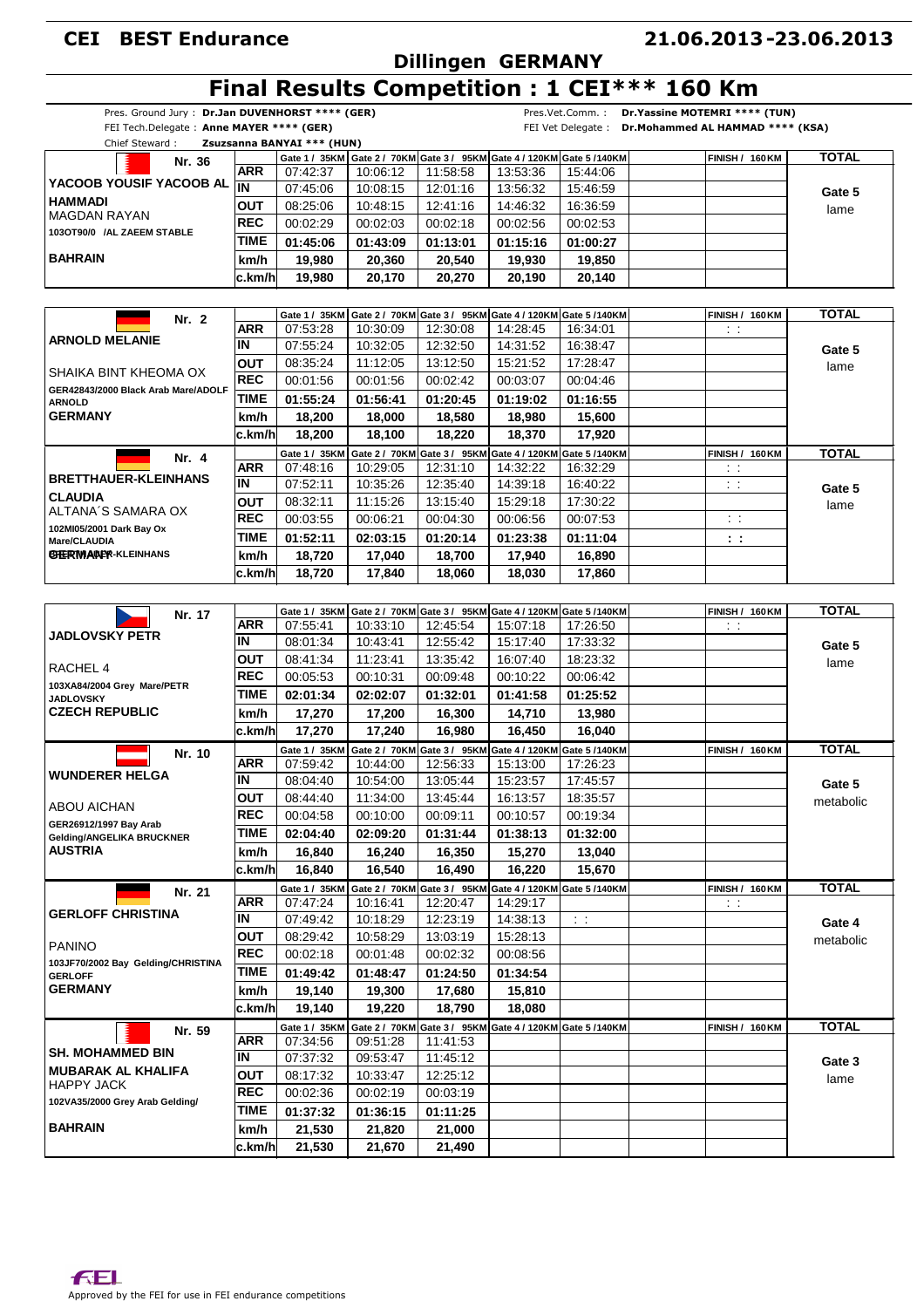# CEI BEST Endurance

**21.06.2013-23.06.2013**

## Dillingen GERMANY

# Final Results Competition : 1 CEI*** 160 Km

Pres. Ground Jury : **Dr.Jan DUVENHORST **** (GER)**
FEI Tech.Delegate : **Anne MAYER **** (GER)**
Chief Steward : **Zsuzsanna BANYAI *** (HUN)**

Pres.Vet.Comm. : **Dr.Yassine MOTEMRI **** (TUN)**
FEI Vet Delegate : **Dr.Mohammed AL HAMMAD **** (KSA)**

| Nr. 36 | | Gate 1 / 35KM | Gate 2 / 70KM | Gate 3 / 95KM | Gate 4 / 120KM | Gate 5 /140KM | | FINISH / 160KM | TOTAL |
|---|---|---|---|---|---|---|---|---|---|
| **YACOOB YOUSIF YACOOB AL HAMMADI** | ARR | 07:42:37 | 10:06:12 | 11:58:58 | 13:53:36 | 15:44:06 | | | |
| MAGDAN RAYAN | IN | 07:45:06 | 10:08:15 | 12:01:16 | 13:56:32 | 15:46:59 | | | Gate 5 lame |
| 103OT90/0 /AL ZAEEM STABLE | OUT | 08:25:06 | 10:48:15 | 12:41:16 | 14:46:32 | 16:36:59 | | | |
| | REC | 00:02:29 | 00:02:03 | 00:02:18 | 00:02:56 | 00:02:53 | | | |
| **BAHRAIN** | TIME | **01:45:06** | **01:43:09** | **01:13:01** | **01:15:16** | **01:00:27** | | | |
| | km/h | **19,980** | **20,360** | **20,540** | **19,930** | **19,850** | | | |
| | c.km/h | **19,980** | **20,170** | **20,270** | **20,190** | **20,140** | | | |

| Nr. 2 | | Gate 1 / 35KM | Gate 2 / 70KM | Gate 3 / 95KM | Gate 4 / 120KM | Gate 5 /140KM | | FINISH / 160KM | TOTAL |
|---|---|---|---|---|---|---|---|---|---|
| **ARNOLD MELANIE** | ARR | 07:53:28 | 10:30:09 | 12:30:08 | 14:28:45 | 16:34:01 | | : : | |
| SHAIKA BINT KHEOMA OX | IN | 07:55:24 | 10:32:05 | 12:32:50 | 14:31:52 | 16:38:47 | | | Gate 5 lame |
| GER42843/2000 Black Arab Mare/ADOLF ARNOLD | OUT | 08:35:24 | 11:12:05 | 13:12:50 | 15:21:52 | 17:28:47 | | | |
| | REC | 00:01:56 | 00:01:56 | 00:02:42 | 00:03:07 | 00:04:46 | | | |
| **GERMANY** | TIME | **01:55:24** | **01:56:41** | **01:20:45** | **01:19:02** | **01:16:55** | | | |
| | km/h | **18,200** | **18,000** | **18,580** | **18,980** | **15,600** | | | |
| | c.km/h | **18,200** | **18,100** | **18,220** | **18,370** | **17,920** | | | |

| Nr. 4 | | Gate 1 / 35KM | Gate 2 / 70KM | Gate 3 / 95KM | Gate 4 / 120KM | Gate 5 /140KM | | FINISH / 160KM | TOTAL |
|---|---|---|---|---|---|---|---|---|---|
| **BRETTHAUER-KLEINHANS CLAUDIA** | ARR | 07:48:16 | 10:29:05 | 12:31:10 | 14:32:22 | 16:32:29 | | : : | |
| ALTANA´S SAMARA OX | IN | 07:52:11 | 10:35:26 | 12:35:40 | 14:39:18 | 16:40:22 | | : : | Gate 5 lame |
| 102MI05/2001 Dark Bay Ox Mare/CLAUDIA BRETTHAUER-KLEINHANS | OUT | 08:32:11 | 11:15:26 | 13:15:40 | 15:29:18 | 17:30:22 | | | |
| | REC | 00:03:55 | 00:06:21 | 00:04:30 | 00:06:56 | 00:07:53 | | : : | |
| **GERMANY** | TIME | **01:52:11** | **02:03:15** | **01:20:14** | **01:23:38** | **01:11:04** | | **: :** | |
| | km/h | **18,720** | **17,040** | **18,700** | **17,940** | **16,890** | | | |
| | c.km/h | **18,720** | **17,840** | **18,060** | **18,030** | **17,860** | | | |

| Nr. 17 | | Gate 1 / 35KM | Gate 2 / 70KM | Gate 3 / 95KM | Gate 4 / 120KM | Gate 5 /140KM | | FINISH / 160KM | TOTAL |
|---|---|---|---|---|---|---|---|---|---|
| **JADLOVSKY PETR** | ARR | 07:55:41 | 10:33:10 | 12:45:54 | 15:07:18 | 17:26:50 | | : : | |
| RACHEL 4 | IN | 08:01:34 | 10:43:41 | 12:55:42 | 15:17:40 | 17:33:32 | | | Gate 5 lame |
| 103XA84/2004 Grey Mare/PETR JADLOVSKY | OUT | 08:41:34 | 11:23:41 | 13:35:42 | 16:07:40 | 18:23:32 | | | |
| | REC | 00:05:53 | 00:10:31 | 00:09:48 | 00:10:22 | 00:06:42 | | | |
| **CZECH REPUBLIC** | TIME | **02:01:34** | **02:02:07** | **01:32:01** | **01:41:58** | **01:25:52** | | | |
| | km/h | **17,270** | **17,200** | **16,300** | **14,710** | **13,980** | | | |
| | c.km/h | **17,270** | **17,240** | **16,980** | **16,450** | **16,040** | | | |

| Nr. 10 | | Gate 1 / 35KM | Gate 2 / 70KM | Gate 3 / 95KM | Gate 4 / 120KM | Gate 5 /140KM | | FINISH / 160KM | TOTAL |
|---|---|---|---|---|---|---|---|---|---|
| **WUNDERER HELGA** | ARR | 07:59:42 | 10:44:00 | 12:56:33 | 15:13:00 | 17:26:23 | | | |
| ABOU AICHAN | IN | 08:04:40 | 10:54:00 | 13:05:44 | 15:23:57 | 17:45:57 | | | Gate 5 metabolic |
| GER26912/1997 Bay Arab Gelding/ANGELIKA BRUCKNER | OUT | 08:44:40 | 11:34:00 | 13:45:44 | 16:13:57 | 18:35:57 | | | |
| | REC | 00:04:58 | 00:10:00 | 00:09:11 | 00:10:57 | 00:19:34 | | | |
| **AUSTRIA** | TIME | **02:04:40** | **02:09:20** | **01:31:44** | **01:38:13** | **01:32:00** | | | |
| | km/h | **16,840** | **16,240** | **16,350** | **15,270** | **13,040** | | | |
| | c.km/h | **16,840** | **16,540** | **16,490** | **16,220** | **15,670** | | | |

| Nr. 21 | | Gate 1 / 35KM | Gate 2 / 70KM | Gate 3 / 95KM | Gate 4 / 120KM | Gate 5 /140KM | | FINISH / 160KM | TOTAL |
|---|---|---|---|---|---|---|---|---|---|
| **GERLOFF CHRISTINA** | ARR | 07:47:24 | 10:16:41 | 12:20:47 | 14:29:17 | | | : : | |
| PANINO | IN | 07:49:42 | 10:18:29 | 12:23:19 | 14:38:13 | : : | | | Gate 4 metabolic |
| 103JF70/2002 Bay Gelding/CHRISTINA GERLOFF | OUT | 08:29:42 | 10:58:29 | 13:03:19 | 15:28:13 | | | | |
| | REC | 00:02:18 | 00:01:48 | 00:02:32 | 00:08:56 | | | | |
| **GERMANY** | TIME | **01:49:42** | **01:48:47** | **01:24:50** | **01:34:54** | | | | |
| | km/h | **19,140** | **19,300** | **17,680** | **15,810** | | | | |
| | c.km/h | **19,140** | **19,220** | **18,790** | **18,080** | | | | |

| Nr. 59 | | Gate 1 / 35KM | Gate 2 / 70KM | Gate 3 / 95KM | Gate 4 / 120KM | Gate 5 /140KM | | FINISH / 160KM | TOTAL |
|---|---|---|---|---|---|---|---|---|---|
| **SH. MOHAMMED BIN MUBARAK AL KHALIFA** | ARR | 07:34:56 | 09:51:28 | 11:41:53 | | | | | |
| HAPPY JACK | IN | 07:37:32 | 09:53:47 | 11:45:12 | | | | | Gate 3 lame |
| 102VA35/2000 Grey Arab Gelding/ | OUT | 08:17:32 | 10:33:47 | 12:25:12 | | | | | |
| | REC | 00:02:36 | 00:02:19 | 00:03:19 | | | | | |
| **BAHRAIN** | TIME | **01:37:32** | **01:36:15** | **01:11:25** | | | | | |
| | km/h | **21,530** | **21,820** | **21,000** | | | | | |
| | c.km/h | **21,530** | **21,670** | **21,490** | | | | | |

Approved by the FEI for use in FEI endurance competitions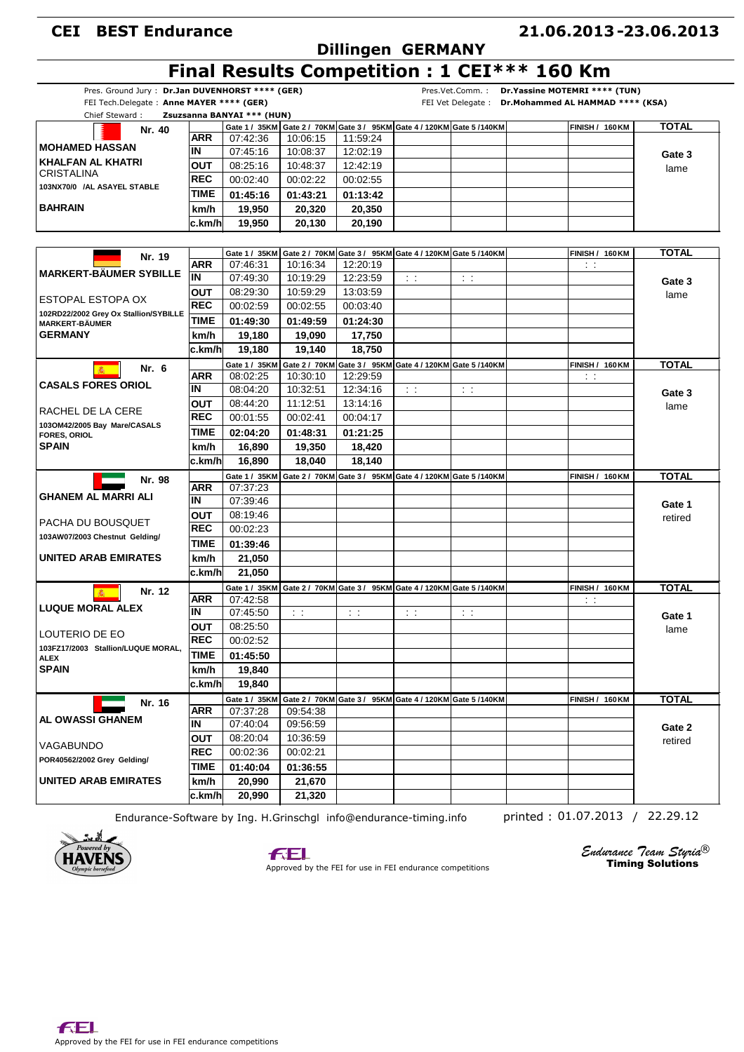**CEI BEST Endurance** — **21.06.2013-23.06.2013**

**Dillingen GERMANY**

# Final Results Competition : 1 CEI*** 160 Km

Pres. Ground Jury : **Dr.Jan DUVENHORST **** (GER)**
FEI Tech.Delegate : **Anne MAYER **** (GER)**
Chief Steward : **Zsuzsanna BANYAI *** (HUN)**
Pres.Vet.Comm. : **Dr.Yassine MOTEMRI **** (TUN)**
FEI Vet Delegate : **Dr.Mohammed AL HAMMAD **** (KSA)**

| Nr. 40 | | Gate 1 / 35KM | Gate 2 / 70KM | Gate 3 / 95KM | Gate 4 / 120KM | Gate 5 /140KM | | FINISH / 160KM | TOTAL |
|---|---|---|---|---|---|---|---|---|---|
| **MOHAMED HASSAN KHALFAN AL KHATRI** | ARR | 07:42:36 | 10:06:15 | 11:59:24 | | | | | |
| CRISTALINA | IN | 07:45:16 | 10:08:37 | 12:02:19 | | | | | **Gate 3** |
| 103NX70/0 /AL ASAYEL STABLE | OUT | 08:25:16 | 10:48:37 | 12:42:19 | | | | | lame |
| **BAHRAIN** | REC | 00:02:40 | 00:02:22 | 00:02:55 | | | | | |
| | TIME | 01:45:16 | 01:43:21 | 01:13:42 | | | | | |
| | km/h | 19,950 | 20,320 | 20,350 | | | | | |
| | c.km/h | 19,950 | 20,130 | 20,190 | | | | | |

| Nr. 19 | | Gate 1 / 35KM | Gate 2 / 70KM | Gate 3 / 95KM | Gate 4 / 120KM | Gate 5 /140KM | | FINISH / 160KM | TOTAL |
|---|---|---|---|---|---|---|---|---|---|
| **MARKERT-BÄUMER SYBILLE** | ARR | 07:46:31 | 10:16:34 | 12:20:19 | | | | : : | |
| ESTOPAL ESTOPA OX | IN | 07:49:30 | 10:19:29 | 12:23:59 | : : | : : | | | **Gate 3** |
| 102RD22/2002 Grey Ox Stallion/SYBILLE MARKERT-BÄUMER | OUT | 08:29:30 | 10:59:29 | 13:03:59 | | | | | lame |
| **GERMANY** | REC | 00:02:59 | 00:02:55 | 00:03:40 | | | | | |
| | TIME | 01:49:30 | 01:49:59 | 01:24:30 | | | | | |
| | km/h | 19,180 | 19,090 | 17,750 | | | | | |
| | c.km/h | 19,180 | 19,140 | 18,750 | | | | | |

| Nr. 6 | | Gate 1 / 35KM | Gate 2 / 70KM | Gate 3 / 95KM | Gate 4 / 120KM | Gate 5 /140KM | | FINISH / 160KM | TOTAL |
|---|---|---|---|---|---|---|---|---|---|
| **CASALS FORES ORIOL** | ARR | 08:02:25 | 10:30:10 | 12:29:59 | | | | : : | |
| RACHEL DE LA CERE | IN | 08:04:20 | 10:32:51 | 12:34:16 | : : | : : | | | **Gate 3** |
| 103OM42/2005 Bay Mare/CASALS FORES, ORIOL | OUT | 08:44:20 | 11:12:51 | 13:14:16 | | | | | lame |
| **SPAIN** | REC | 00:01:55 | 00:02:41 | 00:04:17 | | | | | |
| | TIME | 02:04:20 | 01:48:31 | 01:21:25 | | | | | |
| | km/h | 16,890 | 19,350 | 18,420 | | | | | |
| | c.km/h | 16,890 | 18,040 | 18,140 | | | | | |

| Nr. 98 | | Gate 1 / 35KM | Gate 2 / 70KM | Gate 3 / 95KM | Gate 4 / 120KM | Gate 5 /140KM | | FINISH / 160KM | TOTAL |
|---|---|---|---|---|---|---|---|---|---|
| **GHANEM AL MARRI ALI** | ARR | 07:37:23 | | | | | | | |
| PACHA DU BOUSQUET | IN | 07:39:46 | | | | | | | **Gate 1** |
| 103AW07/2003 Chestnut Gelding/ | OUT | 08:19:46 | | | | | | | retired |
| **UNITED ARAB EMIRATES** | REC | 00:02:23 | | | | | | | |
| | TIME | 01:39:46 | | | | | | | |
| | km/h | 21,050 | | | | | | | |
| | c.km/h | 21,050 | | | | | | | |

| Nr. 12 | | Gate 1 / 35KM | Gate 2 / 70KM | Gate 3 / 95KM | Gate 4 / 120KM | Gate 5 /140KM | | FINISH / 160KM | TOTAL |
|---|---|---|---|---|---|---|---|---|---|
| **LUQUE MORAL ALEX** | ARR | 07:42:58 | | | | | | : : | |
| LOUTERIO DE EO | IN | 07:45:50 | : : | : : | : : | : : | | | **Gate 1** |
| 103FZ17/2003 Stallion/LUQUE MORAL, ALEX | OUT | 08:25:50 | | | | | | | lame |
| **SPAIN** | REC | 00:02:52 | | | | | | | |
| | TIME | 01:45:50 | | | | | | | |
| | km/h | 19,840 | | | | | | | |
| | c.km/h | 19,840 | | | | | | | |

| Nr. 16 | | Gate 1 / 35KM | Gate 2 / 70KM | Gate 3 / 95KM | Gate 4 / 120KM | Gate 5 /140KM | | FINISH / 160KM | TOTAL |
|---|---|---|---|---|---|---|---|---|---|
| **AL OWASSI GHANEM** | ARR | 07:37:28 | 09:54:38 | | | | | | |
| VAGABUNDO | IN | 07:40:04 | 09:56:59 | | | | | | **Gate 2** |
| POR40562/2002 Grey Gelding/ | OUT | 08:20:04 | 10:36:59 | | | | | | retired |
| **UNITED ARAB EMIRATES** | REC | 00:02:36 | 00:02:21 | | | | | | |
| | TIME | 01:40:04 | 01:36:55 | | | | | | |
| | km/h | 20,990 | 21,670 | | | | | | |
| | c.km/h | 20,990 | 21,320 | | | | | | |

Endurance-Software by Ing. H.Grinschgl info@endurance-timing.info — printed : 01.07.2013 / 22.29.12

Powered by HAVENS Olympic horsefeed — FEI Approved by the FEI for use in FEI endurance competitions — *Endurance Team Styria®* **Timing Solutions**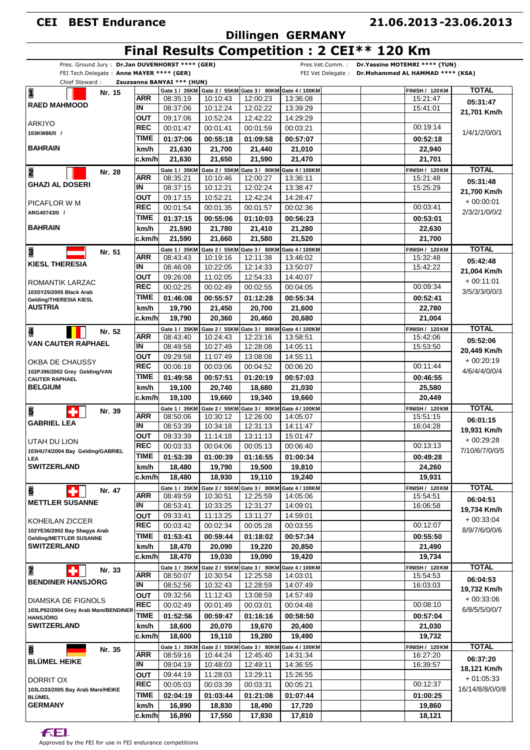# CEI BEST Endurance

**21.06.2013-23.06.2013**

## Dillingen GERMANY

# Final Results Competition : 2 CEI** 120 Km

Pres. Ground Jury : **Dr.Jan DUVENHORST **** (GER)**
FEI Tech.Delegate : **Anne MAYER **** (GER)**
Chief Steward : **Zsuzsanna BANYAI *** (HUN)**

Pres.Vet.Comm. : **Dr.Yassine MOTEMRI **** (TUN)**
FEI Vet Delegate : **Dr.Mohammed AL HAMMAD **** (KSA)**

| Rank / Rider / Horse | | Gate 1 / 35KM | Gate 2 / 55KM | Gate 3 / 80KM | Gate 4 / 100KM | FINISH / 120KM | TOTAL |
|---|---|---|---|---|---|---|---|
| **1** Nr. 15 **RAED MAHMOOD** | ARR | 08:35:19 | 10:10:43 | 12:00:23 | 13:36:08 | 15:21:47 | **05:31:47** |
| ARKIYO | IN | 08:37:06 | 10:12:24 | 12:02:22 | 13:39:29 | 15:41:01 | **21,701 Km/h** |
| 103KW86/0 / | OUT | 09:17:06 | 10:52:24 | 12:42:22 | 14:29:29 | | |
| **BAHRAIN** | REC | 00:01:47 | 00:01:41 | 00:01:59 | 00:03:21 | 00:19:14 | 1/4/1/2/0/0/1 |
| | TIME | **01:37:06** | **00:55:18** | **01:09:58** | **00:57:07** | **00:52:18** | |
| | km/h | **21,630** | **21,700** | **21,440** | **21,010** | **22,940** | |
| | c.km/h | **21,630** | **21,650** | **21,590** | **21,470** | **21,701** | |
| **2** Nr. 28 **GHAZI AL DOSERI** | ARR | 08:35:21 | 10:10:46 | 12:00:27 | 13:36:11 | 15:21:48 | **05:31:48** |
| PICAFLOR W M | IN | 08:37:15 | 10:12:21 | 12:02:24 | 13:38:47 | 15:25:29 | **21,700 Km/h** |
| ARG40743/0 / | OUT | 09:17:15 | 10:52:21 | 12:42:24 | 14:28:47 | | + 00:00:01 |
| **BAHRAIN** | REC | 00:01:54 | 00:01:35 | 00:01:57 | 00:02:36 | 00:03:41 | 2/3/2/1/0/0/2 |
| | TIME | **01:37:15** | **00:55:06** | **01:10:03** | **00:56:23** | **00:53:01** | |
| | km/h | **21,590** | **21,780** | **21,410** | **21,280** | **22,630** | |
| | c.km/h | **21,590** | **21,660** | **21,580** | **21,520** | **21,700** | |
| **3** Nr. 51 **KIESL THERESIA** | ARR | 08:43:43 | 10:19:16 | 12:11:38 | 13:46:02 | 15:32:48 | **05:42:48** |
| ROMANTIK LARZAC | IN | 08:46:08 | 10:22:05 | 12:14:33 | 13:50:07 | 15:42:22 | **21,004 Km/h** |
| 103SY25/2005 Black Arab Gelding/THERESIA KIESL | OUT | 09:26:08 | 11:02:05 | 12:54:33 | 14:40:07 | | + 00:11:01 |
| **AUSTRIA** | REC | 00:02:25 | 00:02:49 | 00:02:55 | 00:04:05 | 00:09:34 | 3/5/3/3/0/0/3 |
| | TIME | **01:46:08** | **00:55:57** | **01:12:28** | **00:55:34** | **00:52:41** | |
| | km/h | **19,790** | **21,450** | **20,700** | **21,600** | **22,780** | |
| | c.km/h | **19,790** | **20,360** | **20,460** | **20,680** | **21,004** | |
| **4** Nr. 52 **VAN CAUTER RAPHAEL** | ARR | 08:43:40 | 10:24:43 | 12:23:16 | 13:58:51 | 15:42:06 | **05:52:06** |
| OKBA DE CHAUSSY | IN | 08:49:58 | 10:27:49 | 12:28:08 | 14:05:11 | 15:53:50 | **20,449 Km/h** |
| 102PJ96/2002 Grey Gelding/VAN CAUTER RAPHAEL | OUT | 09:29:58 | 11:07:49 | 13:08:08 | 14:55:11 | | + 00:20:19 |
| **BELGIUM** | REC | 00:06:18 | 00:03:06 | 00:04:52 | 00:06:20 | 00:11:44 | 4/6/4/4/0/0/4 |
| | TIME | **01:49:58** | **00:57:51** | **01:20:19** | **00:57:03** | **00:46:55** | |
| | km/h | **19,100** | **20,740** | **18,680** | **21,030** | **25,580** | |
| | c.km/h | **19,100** | **19,660** | **19,340** | **19,660** | **20,449** | |
| **5** Nr. 39 **GABRIEL LEA** | ARR | 08:50:06 | 10:30:12 | 12:26:00 | 14:05:07 | 15:51:15 | **06:01:15** |
| UTAH DU LION | IN | 08:53:39 | 10:34:18 | 12:31:13 | 14:11:47 | 16:04:28 | **19,931 Km/h** |
| 103HU74/2004 Bay Gelding/GABRIEL LEA | OUT | 09:33:39 | 11:14:18 | 13:11:13 | 15:01:47 | | + 00:29:28 |
| **SWITZERLAND** | REC | 00:03:33 | 00:04:06 | 00:05:13 | 00:06:40 | 00:13:13 | 7/10/6/7/0/0/5 |
| | TIME | **01:53:39** | **01:00:39** | **01:16:55** | **01:00:34** | **00:49:28** | |
| | km/h | **18,480** | **19,790** | **19,500** | **19,810** | **24,260** | |
| | c.km/h | **18,480** | **18,930** | **19,110** | **19,240** | **19,931** | |
| **6** Nr. 47 **METTLER SUSANNE** | ARR | 08:49:59 | 10:30:51 | 12:25:59 | 14:05:06 | 15:54:51 | **06:04:51** |
| KOHEILAN ZICCER | IN | 08:53:41 | 10:33:25 | 12:31:27 | 14:09:01 | 16:06:58 | **19,734 Km/h** |
| 102YE36/2002 Bay Shagya Arab Gelding/METTLER SUSANNE | OUT | 09:33:41 | 11:13:25 | 13:11:27 | 14:59:01 | | + 00:33:04 |
| **SWITZERLAND** | REC | 00:03:42 | 00:02:34 | 00:05:28 | 00:03:55 | 00:12:07 | 8/9/7/6/0/0/6 |
| | TIME | **01:53:41** | **00:59:44** | **01:18:02** | **00:57:34** | **00:55:50** | |
| | km/h | **18,470** | **20,090** | **19,220** | **20,850** | **21,490** | |
| | c.km/h | **18,470** | **19,030** | **19,090** | **19,420** | **19,734** | |
| **7** Nr. 33 **BENDINER HANSJÖRG** | ARR | 08:50:07 | 10:30:54 | 12:25:58 | 14:03:01 | 15:54:53 | **06:04:53** |
| DIAMSKA DE FIGNOLS | IN | 08:52:56 | 10:32:43 | 12:28:59 | 14:07:49 | 16:03:03 | **19,732 Km/h** |
| 103LP92/2004 Grey Arab Mare/BENDINER HANSJÖRG | OUT | 09:32:56 | 11:12:43 | 13:08:59 | 14:57:49 | | + 00:33:06 |
| **SWITZERLAND** | REC | 00:02:49 | 00:01:49 | 00:03:01 | 00:04:48 | 00:08:10 | 6/8/5/5/0/0/7 |
| | TIME | **01:52:56** | **00:59:47** | **01:16:16** | **00:58:50** | **00:57:04** | |
| | km/h | **18,600** | **20,070** | **19,670** | **20,400** | **21,030** | |
| | c.km/h | **18,600** | **19,110** | **19,280** | **19,490** | **19,732** | |
| **8** Nr. 35 **BLÜMEL HEIKE** | ARR | 08:59:16 | 10:44:24 | 12:45:40 | 14:31:34 | 16:27:20 | **06:37:20** |
| DORRIT OX | IN | 09:04:19 | 10:48:03 | 12:49:11 | 14:36:55 | 16:39:57 | **18,121 Km/h** |
| 103LO33/2005 Bay Arab Mare/HEIKE BLÜMEL | OUT | 09:44:19 | 11:28:03 | 13:29:11 | 15:26:55 | | + 01:05:33 |
| **GERMANY** | REC | 00:05:03 | 00:03:39 | 00:03:31 | 00:05:21 | 00:12:37 | 16/14/8/8/0/0/8 |
| | TIME | **02:04:19** | **01:03:44** | **01:21:08** | **01:07:44** | **01:00:25** | |
| | km/h | **16,890** | **18,830** | **18,490** | **17,720** | **19,860** | |
| | c.km/h | **16,890** | **17,550** | **17,830** | **17,810** | **18,121** | |

Approved by the FEI for use in FEI endurance competitions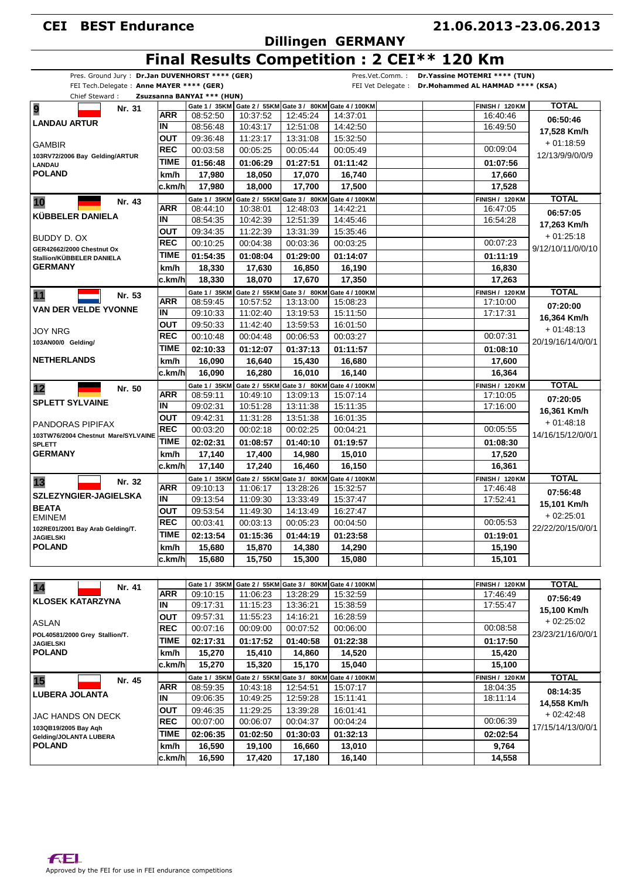# CEI BEST Endurance

**21.06.2013-23.06.2013**

## Dillingen GERMANY

# Final Results Competition : 2 CEI** 120 Km

Pres. Ground Jury : **Dr.Jan DUVENHORST \*\*\*\* (GER)**
FEI Tech.Delegate : **Anne MAYER \*\*\*\* (GER)**
Chief Steward : **Zsuzsanna BANYAI \*\*\* (HUN)**

Pres.Vet.Comm. : **Dr.Yassine MOTEMRI \*\*\*\* (TUN)**
FEI Vet Delegate : **Dr.Mohammed AL HAMMAD \*\*\*\* (KSA)**

| Rider / Horse | | Gate 1 / 35KM | Gate 2 / 55KM | Gate 3 / 80KM | Gate 4 / 100KM | | | FINISH / 120KM | TOTAL |
|---|---|---|---|---|---|---|---|---|---|
| **9** Nr. 31 | ARR | 08:52:50 | 10:37:52 | 12:45:24 | 14:37:01 | | | 16:40:46 | **06:50:46** |
| **LANDAU ARTUR** | IN | 08:56:48 | 10:43:17 | 12:51:08 | 14:42:50 | | | 16:49:50 | **17,528 Km/h** |
| GAMBIR | OUT | 09:36:48 | 11:23:17 | 13:31:08 | 15:32:50 | | | | + 01:18:59 |
| 103RV72/2006 Bay Gelding/ARTUR LANDAU | REC | 00:03:58 | 00:05:25 | 00:05:44 | 00:05:49 | | | 00:09:04 | 12/13/9/9/0/0/9 |
| **POLAND** | TIME | **01:56:48** | **01:06:29** | **01:27:51** | **01:11:42** | | | **01:07:56** | |
| | km/h | **17,980** | **18,050** | **17,070** | **16,740** | | | **17,660** | |
| | c.km/h | **17,980** | **18,000** | **17,700** | **17,500** | | | **17,528** | |
| **10** Nr. 43 | ARR | 08:44:10 | 10:38:01 | 12:48:03 | 14:42:21 | | | 16:47:05 | **06:57:05** |
| **KÜBBELER DANIELA** | IN | 08:54:35 | 10:42:39 | 12:51:39 | 14:45:46 | | | 16:54:28 | **17,263 Km/h** |
| BUDDY D. OX | OUT | 09:34:35 | 11:22:39 | 13:31:39 | 15:35:46 | | | | + 01:25:18 |
| GER42662/2000 Chestnut Ox Stallion/KÜBBELER DANIELA | REC | 00:10:25 | 00:04:38 | 00:03:36 | 00:03:25 | | | 00:07:23 | 9/12/10/11/0/0/10 |
| **GERMANY** | TIME | **01:54:35** | **01:08:04** | **01:29:00** | **01:14:07** | | | **01:11:19** | |
| | km/h | **18,330** | **17,630** | **16,850** | **16,190** | | | **16,830** | |
| | c.km/h | **18,330** | **18,070** | **17,670** | **17,350** | | | **17,263** | |
| **11** Nr. 53 | ARR | 08:59:45 | 10:57:52 | 13:13:00 | 15:08:23 | | | 17:10:00 | **07:20:00** |
| **VAN DER VELDE YVONNE** | IN | 09:10:33 | 11:02:40 | 13:19:53 | 15:11:50 | | | 17:17:31 | **16,364 Km/h** |
| JOY NRG | OUT | 09:50:33 | 11:42:40 | 13:59:53 | 16:01:50 | | | | + 01:48:13 |
| 103AN00/0 Gelding/ | REC | 00:10:48 | 00:04:48 | 00:06:53 | 00:03:27 | | | 00:07:31 | 20/19/16/14/0/0/1 |
| **NETHERLANDS** | TIME | **02:10:33** | **01:12:07** | **01:37:13** | **01:11:57** | | | **01:08:10** | |
| | km/h | **16,090** | **16,640** | **15,430** | **16,680** | | | **17,600** | |
| | c.km/h | **16,090** | **16,280** | **16,010** | **16,140** | | | **16,364** | |
| **12** Nr. 50 | ARR | 08:59:11 | 10:49:10 | 13:09:13 | 15:07:14 | | | 17:10:05 | **07:20:05** |
| **SPLETT SYLVAINE** | IN | 09:02:31 | 10:51:28 | 13:11:38 | 15:11:35 | | | 17:16:00 | **16,361 Km/h** |
| PANDORAS PIPIFAX | OUT | 09:42:31 | 11:31:28 | 13:51:38 | 16:01:35 | | | | + 01:48:18 |
| 103TW76/2004 Chestnut Mare/SYLVAINE SPLETT | REC | 00:03:20 | 00:02:18 | 00:02:25 | 00:04:21 | | | 00:05:55 | 14/16/15/12/0/0/1 |
| **GERMANY** | TIME | **02:02:31** | **01:08:57** | **01:40:10** | **01:19:57** | | | **01:08:30** | |
| | km/h | **17,140** | **17,400** | **14,980** | **15,010** | | | **17,520** | |
| | c.km/h | **17,140** | **17,240** | **16,460** | **16,150** | | | **16,361** | |
| **13** Nr. 32 | ARR | 09:10:13 | 11:06:17 | 13:28:26 | 15:32:57 | | | 17:46:48 | **07:56:48** |
| **SZLEZYNGIER-JAGIELSKA BEATA** | IN | 09:13:54 | 11:09:30 | 13:33:49 | 15:37:47 | | | 17:52:41 | **15,101 Km/h** |
| EMINEM | OUT | 09:53:54 | 11:49:30 | 14:13:49 | 16:27:47 | | | | + 02:25:01 |
| 102RE01/2001 Bay Arab Gelding/T. JAGIELSKI | REC | 00:03:41 | 00:03:13 | 00:05:23 | 00:04:50 | | | 00:05:53 | 22/22/20/15/0/0/1 |
| **POLAND** | TIME | **02:13:54** | **01:15:36** | **01:44:19** | **01:23:58** | | | **01:19:01** | |
| | km/h | **15,680** | **15,870** | **14,380** | **14,290** | | | **15,190** | |
| | c.km/h | **15,680** | **15,750** | **15,300** | **15,080** | | | **15,101** | |

| Rider / Horse | | Gate 1 / 35KM | Gate 2 / 55KM | Gate 3 / 80KM | Gate 4 / 100KM | | | FINISH / 120KM | TOTAL |
|---|---|---|---|---|---|---|---|---|---|
| **14** Nr. 41 | ARR | 09:10:15 | 11:06:23 | 13:28:29 | 15:32:59 | | | 17:46:49 | **07:56:49** |
| **KLOSEK KATARZYNA** | IN | 09:17:31 | 11:15:23 | 13:36:21 | 15:38:59 | | | 17:55:47 | **15,100 Km/h** |
| ASLAN | OUT | 09:57:31 | 11:55:23 | 14:16:21 | 16:28:59 | | | | + 02:25:02 |
| POL40581/2000 Grey Stallion/T. JAGIELSKI | REC | 00:07:16 | 00:09:00 | 00:07:52 | 00:06:00 | | | 00:08:58 | 23/23/21/16/0/0/1 |
| **POLAND** | TIME | **02:17:31** | **01:17:52** | **01:40:58** | **01:22:38** | | | **01:17:50** | |
| | km/h | **15,270** | **15,410** | **14,860** | **14,520** | | | **15,420** | |
| | c.km/h | **15,270** | **15,320** | **15,170** | **15,040** | | | **15,100** | |
| **15** Nr. 45 | ARR | 08:59:35 | 10:43:18 | 12:54:51 | 15:07:17 | | | 18:04:35 | **08:14:35** |
| **LUBERA JOLANTA** | IN | 09:06:35 | 10:49:25 | 12:59:28 | 15:11:41 | | | 18:11:14 | **14,558 Km/h** |
| JAC HANDS ON DECK | OUT | 09:46:35 | 11:29:25 | 13:39:28 | 16:01:41 | | | | + 02:42:48 |
| 103QB19/2005 Bay Aqh Gelding/JOLANTA LUBERA | REC | 00:07:00 | 00:06:07 | 00:04:37 | 00:04:24 | | | 00:06:39 | 17/15/14/13/0/0/1 |
| **POLAND** | TIME | **02:06:35** | **01:02:50** | **01:30:03** | **01:32:13** | | | **02:02:54** | |
| | km/h | **16,590** | **19,100** | **16,660** | **13,010** | | | **9,764** | |
| | c.km/h | **16,590** | **17,420** | **17,180** | **16,140** | | | **14,558** | |

Approved by the FEI for use in FEI endurance competitions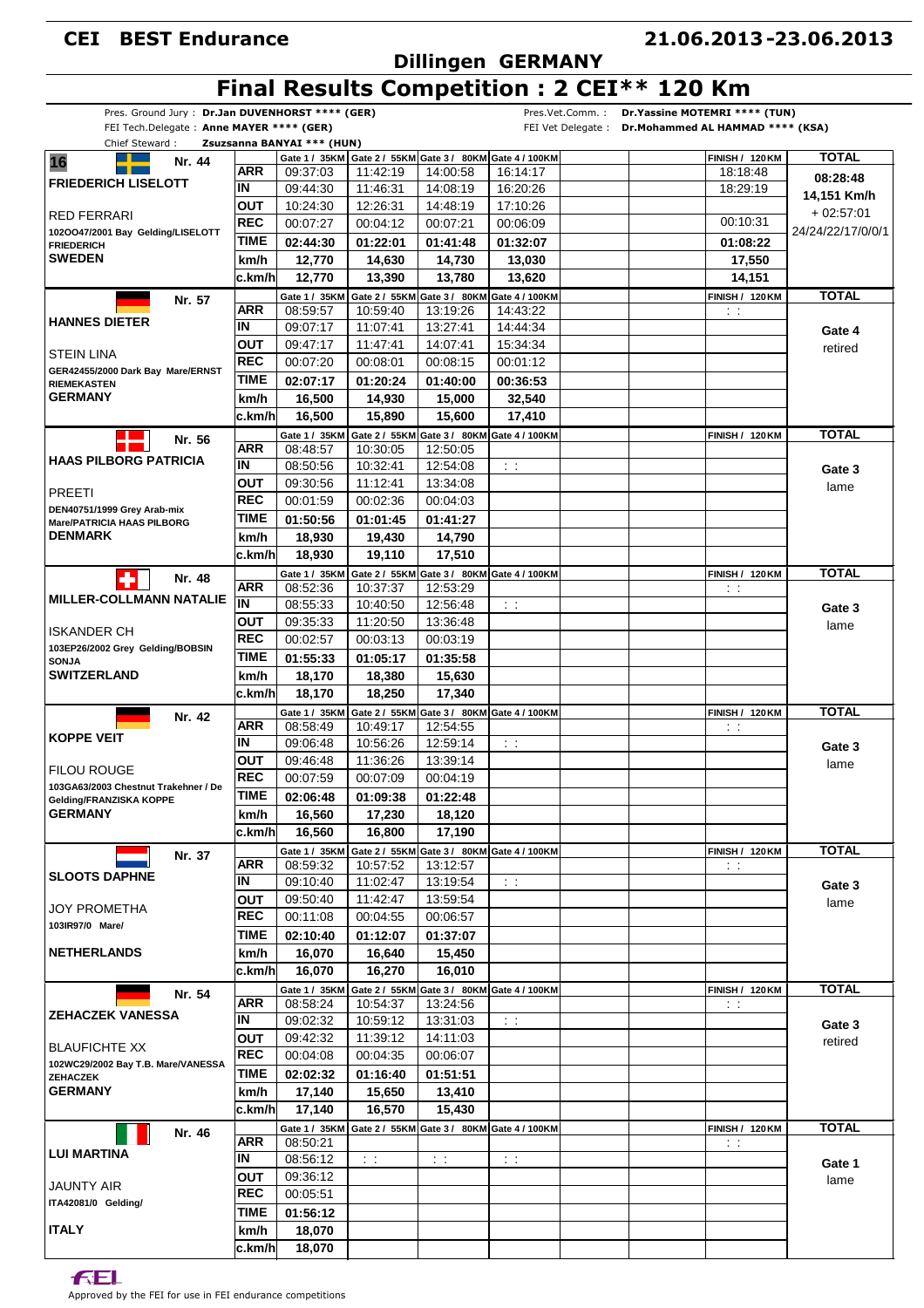**CEI BEST Endurance**

**21.06.2013-23.06.2013**

**Dillingen GERMANY**

# Final Results Competition : 2 CEI** 120 Km

Pres. Ground Jury : **Dr.Jan DUVENHORST **** (GER)**
FEI Tech.Delegate : **Anne MAYER **** (GER)**
Chief Steward : **Zsuzsanna BANYAI *** (HUN)**
Pres.Vet.Comm. : **Dr.Yassine MOTEMRI **** (TUN)**
FEI Vet Delegate : **Dr.Mohammed AL HAMMAD **** (KSA)**

| Rider / Horse | | Gate 1 / 35KM | Gate 2 / 55KM | Gate 3 / 80KM | Gate 4 / 100KM | | | FINISH / 120KM | TOTAL |
|---|---|---|---|---|---|---|---|---|---|
| **16** Nr. 44 **FRIEDERICH LISELOTT** | ARR | 09:37:03 | 11:42:19 | 14:00:58 | 16:14:17 | | | 18:18:48 | **08:28:48** |
| | IN | 09:44:30 | 11:46:31 | 14:08:19 | 16:20:26 | | | 18:29:19 | **14,151 Km/h** |
| RED FERRARI | OUT | 10:24:30 | 12:26:31 | 14:48:19 | 17:10:26 | | | | + 02:57:01 |
| 102OO47/2001 Bay Gelding/LISELOTT FRIEDERICH | REC | 00:07:27 | 00:04:12 | 00:07:21 | 00:06:09 | | | 00:10:31 | 24/24/22/17/0/0/1 |
| **SWEDEN** | TIME | **02:44:30** | **01:22:01** | **01:41:48** | **01:32:07** | | | **01:08:22** | |
| | km/h | **12,770** | **14,630** | **14,730** | **13,030** | | | **17,550** | |
| | c.km/h | **12,770** | **13,390** | **13,780** | **13,620** | | | **14,151** | |
| Nr. 57 **HANNES DIETER** | ARR | 08:59:57 | 10:59:40 | 13:19:26 | 14:43:22 | | | : : | |
| | IN | 09:07:17 | 11:07:41 | 13:27:41 | 14:44:34 | | | | **Gate 4** |
| STEIN LINA | OUT | 09:47:17 | 11:47:41 | 14:07:41 | 15:34:34 | | | | retired |
| GER42455/2000 Dark Bay Mare/ERNST RIEMEKASTEN | REC | 00:07:20 | 00:08:01 | 00:08:15 | 00:01:12 | | | | |
| **GERMANY** | TIME | **02:07:17** | **01:20:24** | **01:40:00** | **00:36:53** | | | | |
| | km/h | **16,500** | **14,930** | **15,000** | **32,540** | | | | |
| | c.km/h | **16,500** | **15,890** | **15,600** | **17,410** | | | | |
| Nr. 56 **HAAS PILBORG PATRICIA** | ARR | 08:48:57 | 10:30:05 | 12:50:05 | | | | | |
| | IN | 08:50:56 | 10:32:41 | 12:54:08 | : : | | | | **Gate 3** |
| PREETI | OUT | 09:30:56 | 11:12:41 | 13:34:08 | | | | | lame |
| DEN40751/1999 Grey Arab-mix Mare/PATRICIA HAAS PILBORG | REC | 00:01:59 | 00:02:36 | 00:04:03 | | | | | |
| **DENMARK** | TIME | **01:50:56** | **01:01:45** | **01:41:27** | | | | | |
| | km/h | **18,930** | **19,430** | **14,790** | | | | | |
| | c.km/h | **18,930** | **19,110** | **17,510** | | | | | |
| Nr. 48 **MILLER-COLLMANN NATALIE** | ARR | 08:52:36 | 10:37:37 | 12:53:29 | | | | : : | |
| | IN | 08:55:33 | 10:40:50 | 12:56:48 | : : | | | | **Gate 3** |
| ISKANDER CH | OUT | 09:35:33 | 11:20:50 | 13:36:48 | | | | | lame |
| 103EP26/2002 Grey Gelding/BOBSIN SONJA | REC | 00:02:57 | 00:03:13 | 00:03:19 | | | | | |
| **SWITZERLAND** | TIME | **01:55:33** | **01:05:17** | **01:35:58** | | | | | |
| | km/h | **18,170** | **18,380** | **15,630** | | | | | |
| | c.km/h | **18,170** | **18,250** | **17,340** | | | | | |
| Nr. 42 **KOPPE VEIT** | ARR | 08:58:49 | 10:49:17 | 12:54:55 | | | | : : | |
| | IN | 09:06:48 | 10:56:26 | 12:59:14 | : : | | | | **Gate 3** |
| FILOU ROUGE | OUT | 09:46:48 | 11:36:26 | 13:39:14 | | | | | lame |
| 103GA63/2003 Chestnut Trakehner / De Gelding/FRANZISKA KOPPE | REC | 00:07:59 | 00:07:09 | 00:04:19 | | | | | |
| **GERMANY** | TIME | **02:06:48** | **01:09:38** | **01:22:48** | | | | | |
| | km/h | **16,560** | **17,230** | **18,120** | | | | | |
| | c.km/h | **16,560** | **16,800** | **17,190** | | | | | |
| Nr. 37 **SLOOTS DAPHNE** | ARR | 08:59:32 | 10:57:52 | 13:12:57 | | | | : : | |
| | IN | 09:10:40 | 11:02:47 | 13:19:54 | : : | | | | **Gate 3** |
| JOY PROMETHA | OUT | 09:50:40 | 11:42:47 | 13:59:54 | | | | | lame |
| 103IR97/0 Mare/ | REC | 00:11:08 | 00:04:55 | 00:06:57 | | | | | |
| **NETHERLANDS** | TIME | **02:10:40** | **01:12:07** | **01:37:07** | | | | | |
| | km/h | **16,070** | **16,640** | **15,450** | | | | | |
| | c.km/h | **16,070** | **16,270** | **16,010** | | | | | |
| Nr. 54 **ZEHACZEK VANESSA** | ARR | 08:58:24 | 10:54:37 | 13:24:56 | | | | : : | |
| | IN | 09:02:32 | 10:59:12 | 13:31:03 | : : | | | | **Gate 3** |
| BLAUFICHTE XX | OUT | 09:42:32 | 11:39:12 | 14:11:03 | | | | | retired |
| 102WC29/2002 Bay T.B. Mare/VANESSA ZEHACZEK | REC | 00:04:08 | 00:04:35 | 00:06:07 | | | | | |
| **GERMANY** | TIME | **02:02:32** | **01:16:40** | **01:51:51** | | | | | |
| | km/h | **17,140** | **15,650** | **13,410** | | | | | |
| | c.km/h | **17,140** | **16,570** | **15,430** | | | | | |
| Nr. 46 **LUI MARTINA** | ARR | 08:50:21 | | | | | | : : | |
| | IN | 08:56:12 | : : | : : | : : | | | | **Gate 1** |
| JAUNTY AIR | OUT | 09:36:12 | | | | | | | lame |
| ITA42081/0 Gelding/ | REC | 00:05:51 | | | | | | | |
| | TIME | **01:56:12** | | | | | | | |
| **ITALY** | km/h | **18,070** | | | | | | | |
| | c.km/h | **18,070** | | | | | | | |

Approved by the FEI for use in FEI endurance competitions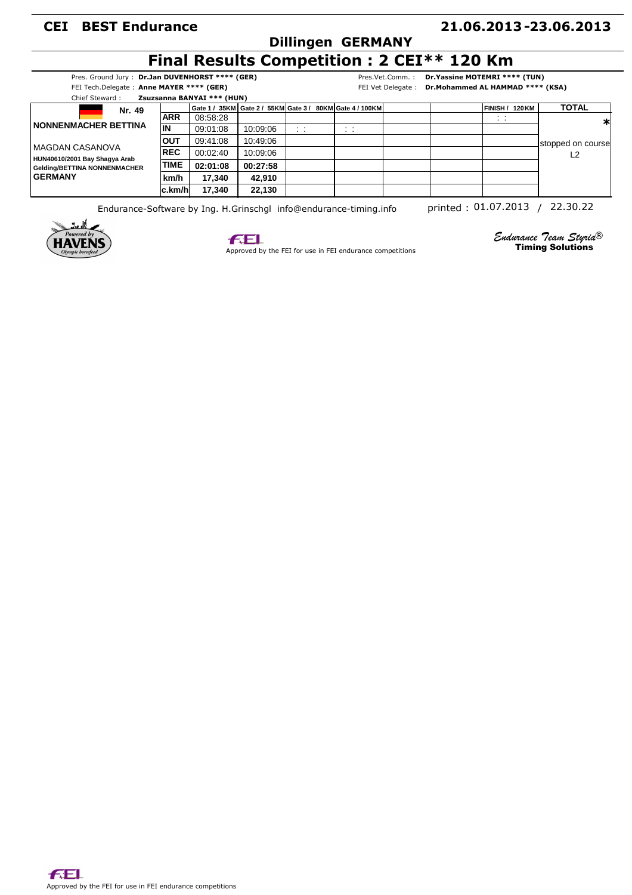**CEI BEST Endurance** — **21.06.2013-23.06.2013**

**Dillingen GERMANY**

# Final Results Competition : 2 CEI** 120 Km

Pres. Ground Jury : **Dr.Jan DUVENHORST **** (GER)**
FEI Tech.Delegate : **Anne MAYER **** (GER)**
Chief Steward : **Zsuzsanna BANYAI *** (HUN)**

Pres.Vet.Comm. : **Dr.Yassine MOTEMRI **** (TUN)**
FEI Vet Delegate : **Dr.Mohammed AL HAMMAD **** (KSA)**

| Nr. 49 | | Gate 1 / 35KM | Gate 2 / 55KM | Gate 3 / 80KM | Gate 4 / 100KM | | | FINISH / 120KM | TOTAL |
|---|---|---|---|---|---|---|---|---|---|
| **NONNENMACHER BETTINA** | **ARR** | 08:58:28 | | | | | | : : | * |
| | **IN** | 09:01:08 | 10:09:06 | : : | : : | | | | |
| MAGDAN CASANOVA | **OUT** | 09:41:08 | 10:49:06 | | | | | | stopped on course L2 |
| HUN40610/2001 Bay Shagya Arab | **REC** | 00:02:40 | 10:09:06 | | | | | | |
| Gelding/BETTINA NONNENMACHER | **TIME** | **02:01:08** | **00:27:58** | | | | | | |
| **GERMANY** | **km/h** | **17,340** | **42,910** | | | | | | |
| | **c.km/h** | **17,340** | **22,130** | | | | | | |

Endurance-Software by Ing. H.Grinschgl info@endurance-timing.info printed : 01.07.2013 / 22.30.22

Powered by HAVENS Olympic horsefeed

Approved by the FEI for use in FEI endurance competitions

*Endurance Team Styria®* **Timing Solutions**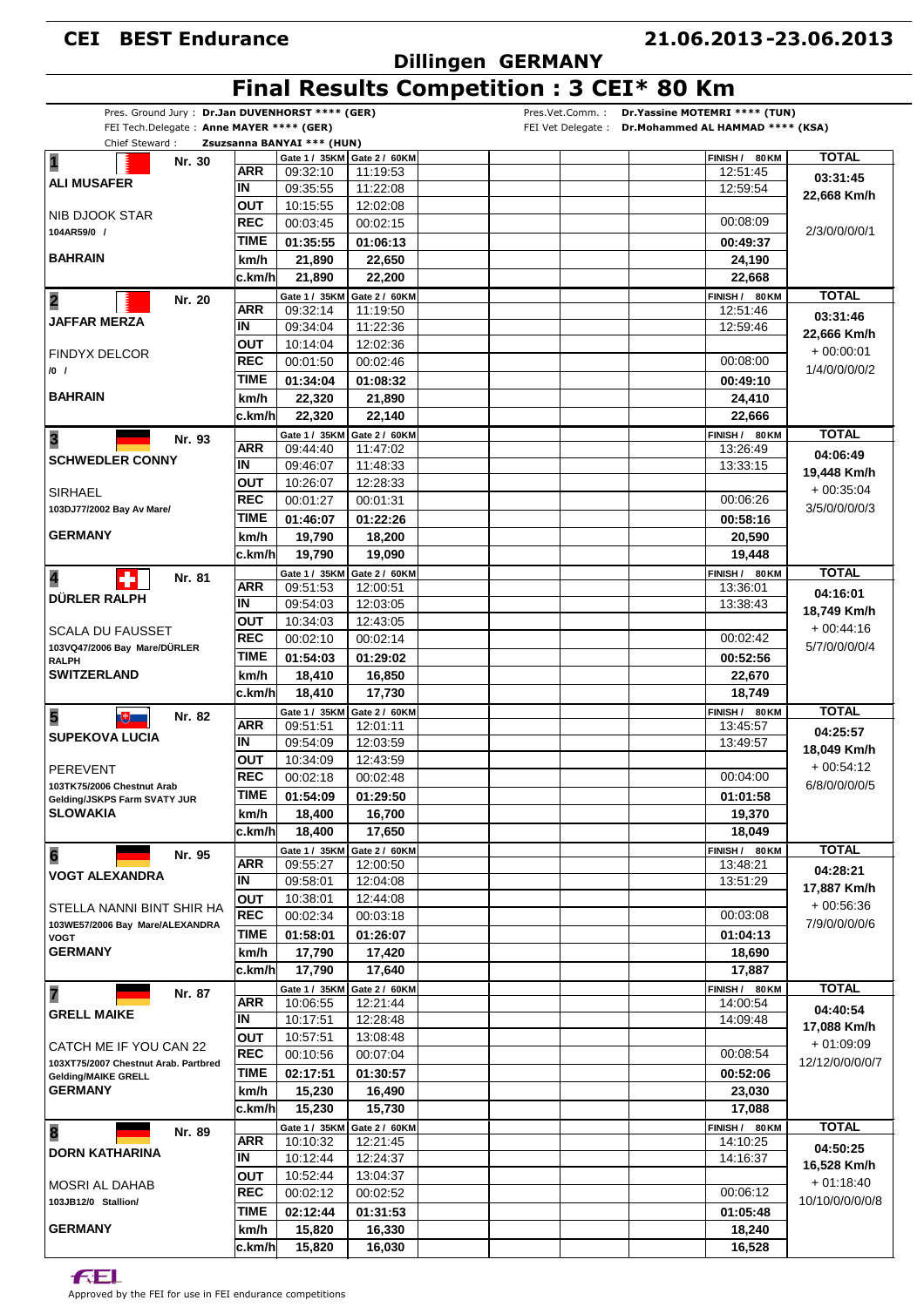# CEI BEST Endurance

**21.06.2013-23.06.2013**

## Dillingen GERMANY

# Final Results Competition : 3 CEI* 80 Km

Pres. Ground Jury : **Dr.Jan DUVENHORST \*\*\*\* (GER)**
FEI Tech.Delegate : **Anne MAYER \*\*\*\* (GER)**
Chief Steward : **Zsuzsanna BANYAI \*\*\* (HUN)**

Pres.Vet.Comm. : **Dr.Yassine MOTEMRI \*\*\*\* (TUN)**
FEI Vet Delegate : **Dr.Mohammed AL HAMMAD \*\*\*\* (KSA)**

| Rank | Nr. | Rider / Horse / Country | | Gate 1 / 35KM | Gate 2 / 60KM | FINISH / 80KM | TOTAL |
|---|---|---|---|---|---|---|---|
| 1 | Nr. 30 | **ALI MUSAFER** | ARR | 09:32:10 | 11:19:53 | 12:51:45 | **03:31:45** |
| | | NIB DJOOK STAR | IN | 09:35:55 | 11:22:08 | 12:59:54 | **22,668 Km/h** |
| | | 104AR59/0 / | OUT | 10:15:55 | 12:02:08 | | |
| | | **BAHRAIN** | REC | 00:03:45 | 00:02:15 | 00:08:09 | 2/3/0/0/0/1 |
| | | | TIME | **01:35:55** | **01:06:13** | **00:49:37** | |
| | | | km/h | **21,890** | **22,650** | **24,190** | |
| | | | c.km/h | **21,890** | **22,200** | **22,668** | |
| 2 | Nr. 20 | **JAFFAR MERZA** | ARR | 09:32:14 | 11:19:50 | 12:51:46 | **03:31:46** |
| | | FINDYX DELCOR | IN | 09:34:04 | 11:22:36 | 12:59:46 | **22,666 Km/h** |
| | | /0 / | OUT | 10:14:04 | 12:02:36 | | + 00:00:01 |
| | | **BAHRAIN** | REC | 00:01:50 | 00:02:46 | 00:08:00 | 1/4/0/0/0/2 |
| | | | TIME | **01:34:04** | **01:08:32** | **00:49:10** | |
| | | | km/h | **22,320** | **21,890** | **24,410** | |
| | | | c.km/h | **22,320** | **22,140** | **22,666** | |
| 3 | Nr. 93 | **SCHWEDLER CONNY** | ARR | 09:44:40 | 11:47:02 | 13:26:49 | **04:06:49** |
| | | SIRHAEL | IN | 09:46:07 | 11:48:33 | 13:33:15 | **19,448 Km/h** |
| | | 103DJ77/2002 Bay Av Mare/ | OUT | 10:26:07 | 12:28:33 | | + 00:35:04 |
| | | **GERMANY** | REC | 00:01:27 | 00:01:31 | 00:06:26 | 3/5/0/0/0/3 |
| | | | TIME | **01:46:07** | **01:22:26** | **00:58:16** | |
| | | | km/h | **19,790** | **18,200** | **20,590** | |
| | | | c.km/h | **19,790** | **19,090** | **19,448** | |
| 4 | Nr. 81 | **DÜRLER RALPH** | ARR | 09:51:53 | 12:00:51 | 13:36:01 | **04:16:01** |
| | | SCALA DU FAUSSET | IN | 09:54:03 | 12:03:05 | 13:38:43 | **18,749 Km/h** |
| | | 103VQ47/2006 Bay Mare/DÜRLER RALPH | OUT | 10:34:03 | 12:43:05 | | + 00:44:16 |
| | | **SWITZERLAND** | REC | 00:02:10 | 00:02:14 | 00:02:42 | 5/7/0/0/0/4 |
| | | | TIME | **01:54:03** | **01:29:02** | **00:52:56** | |
| | | | km/h | **18,410** | **16,850** | **22,670** | |
| | | | c.km/h | **18,410** | **17,730** | **18,749** | |
| 5 | Nr. 82 | **SUPEKOVA LUCIA** | ARR | 09:51:51 | 12:01:11 | 13:45:57 | **04:25:57** |
| | | PEREVENT | IN | 09:54:09 | 12:03:59 | 13:49:57 | **18,049 Km/h** |
| | | 103TK75/2006 Chestnut Arab Gelding/JSKPS Farm SVATY JUR | OUT | 10:34:09 | 12:43:59 | | + 00:54:12 |
| | | **SLOWAKIA** | REC | 00:02:18 | 00:02:48 | 00:04:00 | 6/8/0/0/0/5 |
| | | | TIME | **01:54:09** | **01:29:50** | **01:01:58** | |
| | | | km/h | **18,400** | **16,700** | **19,370** | |
| | | | c.km/h | **18,400** | **17,650** | **18,049** | |
| 6 | Nr. 95 | **VOGT ALEXANDRA** | ARR | 09:55:27 | 12:00:50 | 13:48:21 | **04:28:21** |
| | | STELLA NANNI BINT SHIR HA | IN | 09:58:01 | 12:04:08 | 13:51:29 | **17,887 Km/h** |
| | | 103WE57/2006 Bay Mare/ALEXANDRA VOGT | OUT | 10:38:01 | 12:44:08 | | + 00:56:36 |
| | | **GERMANY** | REC | 00:02:34 | 00:03:18 | 00:03:08 | 7/9/0/0/0/6 |
| | | | TIME | **01:58:01** | **01:26:07** | **01:04:13** | |
| | | | km/h | **17,790** | **17,420** | **18,690** | |
| | | | c.km/h | **17,790** | **17,640** | **17,887** | |
| 7 | Nr. 87 | **GRELL MAIKE** | ARR | 10:06:55 | 12:21:44 | 14:00:54 | **04:40:54** |
| | | CATCH ME IF YOU CAN 22 | IN | 10:17:51 | 12:28:48 | 14:09:48 | **17,088 Km/h** |
| | | 103XT75/2007 Chestnut Arab. Partbred Gelding/MAIKE GRELL | OUT | 10:57:51 | 13:08:48 | | + 01:09:09 |
| | | **GERMANY** | REC | 00:10:56 | 00:07:04 | 00:08:54 | 12/12/0/0/0/0/7 |
| | | | TIME | **02:17:51** | **01:30:57** | **00:52:06** | |
| | | | km/h | **15,230** | **16,490** | **23,030** | |
| | | | c.km/h | **15,230** | **15,730** | **17,088** | |
| 8 | Nr. 89 | **DORN KATHARINA** | ARR | 10:10:32 | 12:21:45 | 14:10:25 | **04:50:25** |
| | | MOSRI AL DAHAB | IN | 10:12:44 | 12:24:37 | 14:16:37 | **16,528 Km/h** |
| | | 103JB12/0 Stallion/ | OUT | 10:52:44 | 13:04:37 | | + 01:18:40 |
| | | **GERMANY** | REC | 00:02:12 | 00:02:52 | 00:06:12 | 10/10/0/0/0/0/8 |
| | | | TIME | **02:12:44** | **01:31:53** | **01:05:48** | |
| | | | km/h | **15,820** | **16,330** | **18,240** | |
| | | | c.km/h | **15,820** | **16,030** | **16,528** | |

Approved by the FEI for use in FEI endurance competitions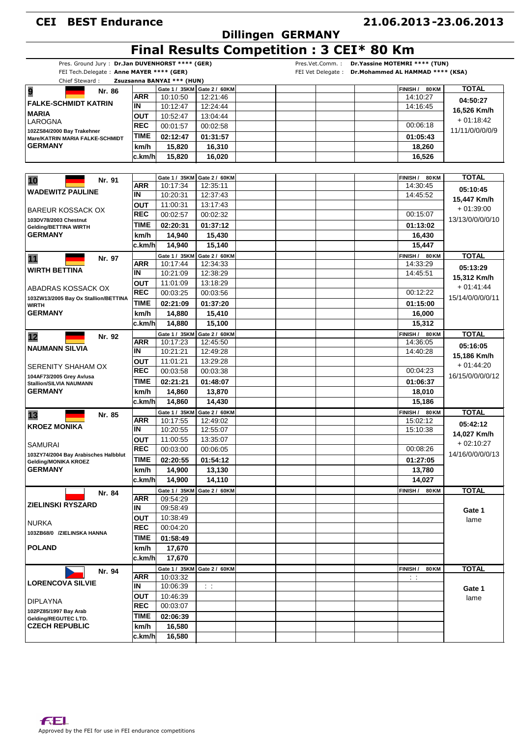# CEI BEST Endurance

**21.06.2013-23.06.2013**

## Dillingen GERMANY

## Final Results Competition : 3 CEI* 80 Km

Pres. Ground Jury : **Dr.Jan DUVENHORST \*\*\*\* (GER)**
FEI Tech.Delegate : **Anne MAYER \*\*\*\* (GER)**
Chief Steward : **Zsuzsanna BANYAI \*\*\* (HUN)**

Pres.Vet.Comm. : **Dr.Yassine MOTEMRI \*\*\*\* (TUN)**
FEI Vet Delegate : **Dr.Mohammed AL HAMMAD \*\*\*\* (KSA)**

| Rank / Rider / Horse | | Gate 1 / 35KM | Gate 2 / 60KM | FINISH / 80KM | TOTAL |
|---|---|---|---|---|---|
| **9** Nr. 86 | ARR | 10:10:50 | 12:21:46 | 14:10:27 | **04:50:27** |
| **FALKE-SCHMIDT KATRIN MARIA** | IN | 10:12:47 | 12:24:44 | 14:16:45 | **16,526 Km/h** |
| LAROGNA | OUT | 10:52:47 | 13:04:44 | | + 01:18:42 |
| 102ZS84/2000 Bay Trakehner Mare/KATRIN MARIA FALKE-SCHMIDT | REC | 00:01:57 | 00:02:58 | 00:06:18 | 11/11/0/0/0/0/9 |
| **GERMANY** | TIME | **02:12:47** | **01:31:57** | **01:05:43** | |
| | km/h | **15,820** | **16,310** | **18,260** | |
| | c.km/h | **15,820** | **16,020** | **16,526** | |
| **10** Nr. 91 | ARR | 10:17:34 | 12:35:11 | 14:30:45 | **05:10:45** |
| **WADEWITZ PAULINE** | IN | 10:20:31 | 12:37:43 | 14:45:52 | **15,447 Km/h** |
| BAREUR KOSSACK OX | OUT | 11:00:31 | 13:17:43 | | + 01:39:00 |
| 103DV78/2003 Chestnut Gelding/BETTINA WIRTH | REC | 00:02:57 | 00:02:32 | 00:15:07 | 13/13/0/0/0/0/10 |
| **GERMANY** | TIME | **02:20:31** | **01:37:12** | **01:13:02** | |
| | km/h | **14,940** | **15,430** | **16,430** | |
| | c.km/h | **14,940** | **15,140** | **15,447** | |
| **11** Nr. 97 | ARR | 10:17:44 | 12:34:33 | 14:33:29 | **05:13:29** |
| **WIRTH BETTINA** | IN | 10:21:09 | 12:38:29 | 14:45:51 | **15,312 Km/h** |
| ABADRAS KOSSACK OX | OUT | 11:01:09 | 13:18:29 | | + 01:41:44 |
| 103ZW13/2005 Bay Ox Stallion/BETTINA WIRTH | REC | 00:03:25 | 00:03:56 | 00:12:22 | 15/14/0/0/0/0/11 |
| **GERMANY** | TIME | **02:21:09** | **01:37:20** | **01:15:00** | |
| | km/h | **14,880** | **15,410** | **16,000** | |
| | c.km/h | **14,880** | **15,100** | **15,312** | |
| **12** Nr. 92 | ARR | 10:17:23 | 12:45:50 | 14:36:05 | **05:16:05** |
| **NAUMANN SILVIA** | IN | 10:21:21 | 12:49:28 | 14:40:28 | **15,186 Km/h** |
| SERENITY SHAHAM OX | OUT | 11:01:21 | 13:29:28 | | + 01:44:20 |
| 104AF73/2005 Grey Av/usa Stallion/SILVIA NAUMANN | REC | 00:03:58 | 00:03:38 | 00:04:23 | 16/15/0/0/0/0/12 |
| **GERMANY** | TIME | **02:21:21** | **01:48:07** | **01:06:37** | |
| | km/h | **14,860** | **13,870** | **18,010** | |
| | c.km/h | **14,860** | **14,430** | **15,186** | |
| **13** Nr. 85 | ARR | 10:17:55 | 12:49:02 | 15:02:12 | **05:42:12** |
| **KROEZ MONIKA** | IN | 10:20:55 | 12:55:07 | 15:10:38 | **14,027 Km/h** |
| SAMURAI | OUT | 11:00:55 | 13:35:07 | | + 02:10:27 |
| 103ZY74/2004 Bay Arabisches Halbblut Gelding/MONIKA KROEZ | REC | 00:03:00 | 00:06:05 | 00:08:26 | 14/16/0/0/0/0/13 |
| **GERMANY** | TIME | **02:20:55** | **01:54:12** | **01:27:05** | |
| | km/h | **14,900** | **13,130** | **13,780** | |
| | c.km/h | **14,900** | **14,110** | **14,027** | |
| Nr. 84 | ARR | 09:54:29 | | | **Gate 1** |
| **ZIELINSKI RYSZARD** | IN | 09:58:49 | | | lame |
| NURKA | OUT | 10:38:49 | | | |
| 103ZB68/0 /ZIELINSKA HANNA | REC | 00:04:20 | | | |
| **POLAND** | TIME | **01:58:49** | | | |
| | km/h | **17,670** | | | |
| | c.km/h | **17,670** | | | |
| Nr. 94 | ARR | 10:03:32 | | : : | **Gate 1** |
| **LORENCOVA SILVIE** | IN | 10:06:39 | : : | | lame |
| DIPLAYNA | OUT | 10:46:39 | | | |
| 102PZ85/1997 Bay Arab Gelding/REGUTEC LTD. | REC | 00:03:07 | | | |
| **CZECH REPUBLIC** | TIME | **02:06:39** | | | |
| | km/h | **16,580** | | | |
| | c.km/h | **16,580** | | | |

Approved by the FEI for use in FEI endurance competitions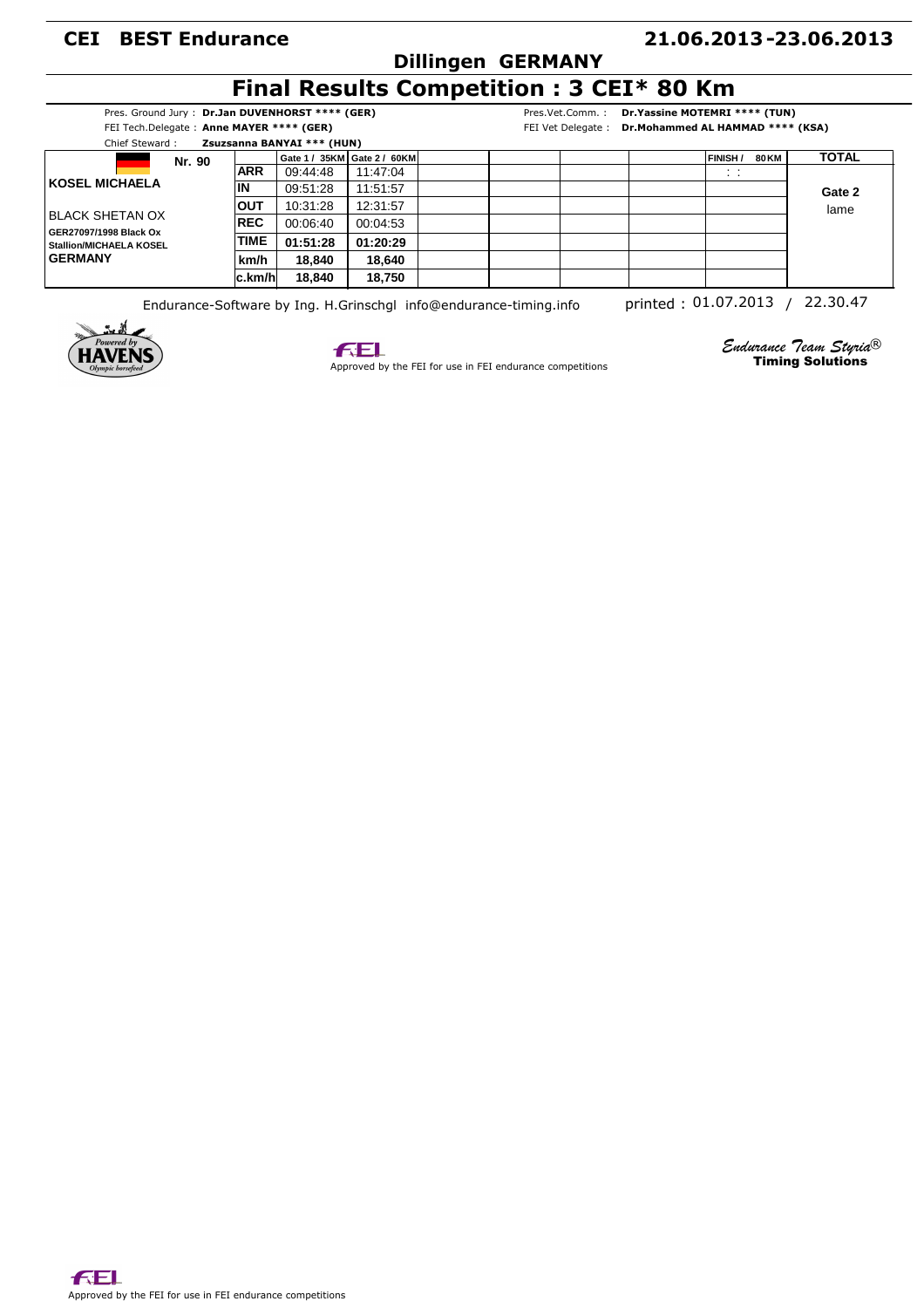# CEI BEST Endurance

**21.06.2013-23.06.2013**

## Dillingen GERMANY

## Final Results Competition : 3 CEI* 80 Km

Pres. Ground Jury : **Dr.Jan DUVENHORST **** (GER)**
FEI Tech.Delegate : **Anne MAYER **** (GER)**
Chief Steward : **Zsuzsanna BANYAI *** (HUN)**

Pres.Vet.Comm. : **Dr.Yassine MOTEMRI **** (TUN)**
FEI Vet Delegate : **Dr.Mohammed AL HAMMAD **** (KSA)**

| Nr. 90 | | Gate 1 / 35KM | Gate 2 / 60KM | | | | | FINISH / 80KM | TOTAL |
|---|---|---|---|---|---|---|---|---|---|
| **KOSEL MICHAELA** | **ARR** | 09:44:48 | 11:47:04 | | | | | : : | **Gate 2** lame |
| | **IN** | 09:51:28 | 11:51:57 | | | | | | |
| BLACK SHETAN OX | **OUT** | 10:31:28 | 12:31:57 | | | | | | |
| **GER27097/1998 Black Ox Stallion/MICHAELA KOSEL** | **REC** | 00:06:40 | 00:04:53 | | | | | | |
| **GERMANY** | **TIME** | **01:51:28** | **01:20:29** | | | | | | |
| | **km/h** | **18,840** | **18,640** | | | | | | |
| | **c.km/h** | **18,840** | **18,750** | | | | | | |

Endurance-Software by Ing. H.Grinschgl info@endurance-timing.info

printed : 01.07.2013 / 22.30.47

Approved by the FEI for use in FEI endurance competitions

*Endurance Team Styria®* **Timing Solutions**

Approved by the FEI for use in FEI endurance competitions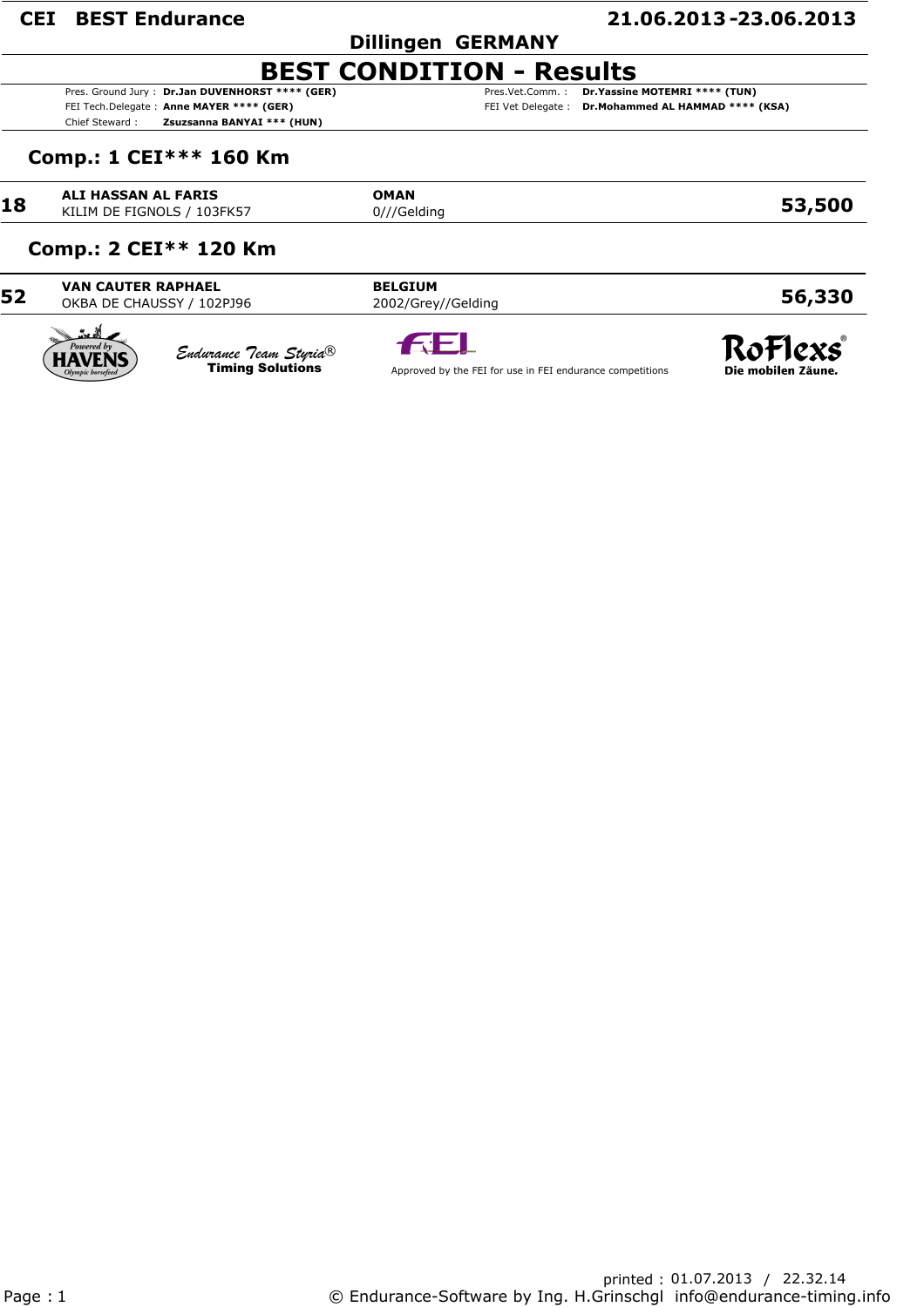# CEI BEST Endurance

21.06.2013 - 23.06.2013

**Dillingen GERMANY**

## BEST CONDITION - Results

Pres. Ground Jury : **Dr.Jan DUVENHORST \*\*\*\* (GER)**
FEI Tech.Delegate : **Anne MAYER \*\*\*\* (GER)**
Chief Steward : **Zsuzsanna BANYAI \*\*\* (HUN)**

Pres.Vet.Comm. : **Dr.Yassine MOTEMRI \*\*\*\* (TUN)**
FEI Vet Delegate : **Dr.Mohammed AL HAMMAD \*\*\*\* (KSA)**

### Comp.: 1 CEI*** 160 Km

| No. | Rider / Horse | Nation / Horse details | Points |
|---|---|---|---|
| **18** | **ALI HASSAN AL FARIS**<br>KILIM DE FIGNOLS / 103FK57 | **OMAN**<br>0///Gelding | **53,500** |

### Comp.: 2 CEI** 120 Km

| No. | Rider / Horse | Nation / Horse details | Points |
|---|---|---|---|
| **52** | **VAN CAUTER RAPHAEL**<br>OKBA DE CHAUSSY / 102PJ96 | **BELGIUM**<br>2002/Grey//Gelding | **56,330** |

Powered by HAVENS Olympic horsefeed — Endurance Team Styria® Timing Solutions — FEI Approved by the FEI for use in FEI endurance competitions — RoFlexs® Die mobilen Zäune.

printed : 01.07.2013 / 22.32.14

© Endurance-Software by Ing. H.Grinschgl info@endurance-timing.info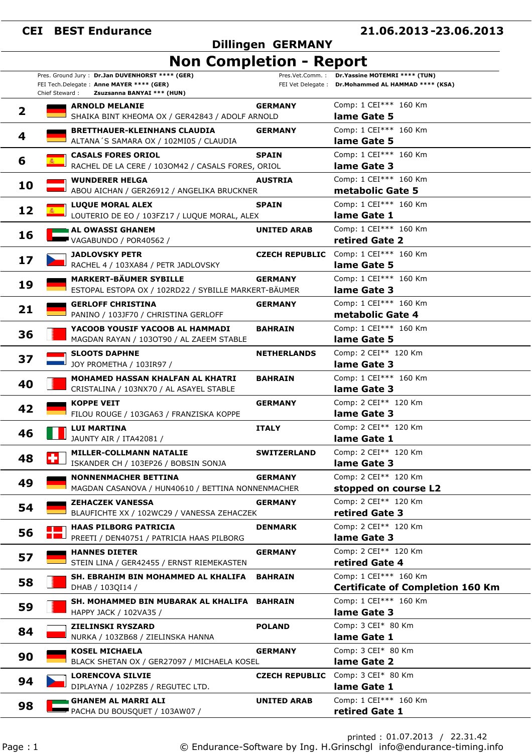# CEI BEST Endurance

**21.06.2013 - 23.06.2013**

**Dillingen GERMANY**

## Non Completion - Report

Pres. Ground Jury : **Dr.Jan DUVENHORST \*\*\*\* (GER)**
FEI Tech.Delegate : **Anne MAYER \*\*\*\* (GER)**
Chief Steward : **Zsuzsanna BANYAI \*\*\* (HUN)**

Pres.Vet.Comm. : **Dr.Yassine MOTEMRI \*\*\*\* (TUN)**
FEI Vet Delegate : **Dr.Mohammed AL HAMMAD \*\*\*\* (KSA)**

| No. | Rider / Horse / Owner | Nation | Competition / Result |
|---|---|---|---|
| 2 | **ARNOLD MELANIE**<br>SHAIKA BINT KHEOMA OX / GER42843 / ADOLF ARNOLD | **GERMANY** | Comp: 1 CEI\*\*\* 160 Km<br>**lame Gate 5** |
| 4 | **BRETTHAUER-KLEINHANS CLAUDIA**<br>ALTANA´S SAMARA OX / 102MI05 / CLAUDIA | **GERMANY** | Comp: 1 CEI\*\*\* 160 Km<br>**lame Gate 5** |
| 6 | **CASALS FORES ORIOL**<br>RACHEL DE LA CERE / 103OM42 / CASALS FORES, ORIOL | **SPAIN** | Comp: 1 CEI\*\*\* 160 Km<br>**lame Gate 3** |
| 10 | **WUNDERER HELGA**<br>ABOU AICHAN / GER26912 / ANGELIKA BRUCKNER | **AUSTRIA** | Comp: 1 CEI\*\*\* 160 Km<br>**metabolic Gate 5** |
| 12 | **LUQUE MORAL ALEX**<br>LOUTERIO DE EO / 103FZ17 / LUQUE MORAL, ALEX | **SPAIN** | Comp: 1 CEI\*\*\* 160 Km<br>**lame Gate 1** |
| 16 | **AL OWASSI GHANEM**<br>VAGABUNDO / POR40562 / | **UNITED ARAB** | Comp: 1 CEI\*\*\* 160 Km<br>**retired Gate 2** |
| 17 | **JADLOVSKY PETR**<br>RACHEL 4 / 103XA84 / PETR JADLOVSKY | **CZECH REPUBLIC** | Comp: 1 CEI\*\*\* 160 Km<br>**lame Gate 5** |
| 19 | **MARKERT-BÄUMER SYBILLE**<br>ESTOPAL ESTOPA OX / 102RD22 / SYBILLE MARKERT-BÄUMER | **GERMANY** | Comp: 1 CEI\*\*\* 160 Km<br>**lame Gate 3** |
| 21 | **GERLOFF CHRISTINA**<br>PANINO / 103JF70 / CHRISTINA GERLOFF | **GERMANY** | Comp: 1 CEI\*\*\* 160 Km<br>**metabolic Gate 4** |
| 36 | **YACOOB YOUSIF YACOOB AL HAMMADI**<br>MAGDAN RAYAN / 103OT90 / AL ZAEEM STABLE | **BAHRAIN** | Comp: 1 CEI\*\*\* 160 Km<br>**lame Gate 5** |
| 37 | **SLOOTS DAPHNE**<br>JOY PROMETHA / 103IR97 / | **NETHERLANDS** | Comp: 2 CEI\*\* 120 Km<br>**lame Gate 3** |
| 40 | **MOHAMED HASSAN KHALFAN AL KHATRI**<br>CRISTALINA / 103NX70 / AL ASAYEL STABLE | **BAHRAIN** | Comp: 1 CEI\*\*\* 160 Km<br>**lame Gate 3** |
| 42 | **KOPPE VEIT**<br>FILOU ROUGE / 103GA63 / FRANZISKA KOPPE | **GERMANY** | Comp: 2 CEI\*\* 120 Km<br>**lame Gate 3** |
| 46 | **LUI MARTINA**<br>JAUNTY AIR / ITA42081 / | **ITALY** | Comp: 2 CEI\*\* 120 Km<br>**lame Gate 1** |
| 48 | **MILLER-COLLMANN NATALIE**<br>ISKANDER CH / 103EP26 / BOBSIN SONJA | **SWITZERLAND** | Comp: 2 CEI\*\* 120 Km<br>**lame Gate 3** |
| 49 | **NONNENMACHER BETTINA**<br>MAGDAN CASANOVA / HUN40610 / BETTINA NONNENMACHER | **GERMANY** | Comp: 2 CEI\*\* 120 Km<br>**stopped on course L2** |
| 54 | **ZEHACZEK VANESSA**<br>BLAUFICHTE XX / 102WC29 / VANESSA ZEHACZEK | **GERMANY** | Comp: 2 CEI\*\* 120 Km<br>**retired Gate 3** |
| 56 | **HAAS PILBORG PATRICIA**<br>PREETI / DEN40751 / PATRICIA HAAS PILBORG | **DENMARK** | Comp: 2 CEI\*\* 120 Km<br>**lame Gate 3** |
| 57 | **HANNES DIETER**<br>STEIN LINA / GER42455 / ERNST RIEMEKASTEN | **GERMANY** | Comp: 2 CEI\*\* 120 Km<br>**retired Gate 4** |
| 58 | **SH. EBRAHIM BIN MOHAMMED AL KHALIFA**<br>DHAB / 103QI14 / | **BAHRAIN** | Comp: 1 CEI\*\*\* 160 Km<br>**Certificate of Completion 160 Km** |
| 59 | **SH. MOHAMMED BIN MUBARAK AL KHALIFA**<br>HAPPY JACK / 102VA35 / | **BAHRAIN** | Comp: 1 CEI\*\*\* 160 Km<br>**lame Gate 3** |
| 84 | **ZIELINSKI RYSZARD**<br>NURKA / 103ZB68 / ZIELINSKA HANNA | **POLAND** | Comp: 3 CEI\* 80 Km<br>**lame Gate 1** |
| 90 | **KOSEL MICHAELA**<br>BLACK SHETAN OX / GER27097 / MICHAELA KOSEL | **GERMANY** | Comp: 3 CEI\* 80 Km<br>**lame Gate 2** |
| 94 | **LORENCOVA SILVIE**<br>DIPLAYNA / 102PZ85 / REGUTEC LTD. | **CZECH REPUBLIC** | Comp: 3 CEI\* 80 Km<br>**lame Gate 1** |
| 98 | **GHANEM AL MARRI ALI**<br>PACHA DU BOUSQUET / 103AW07 / | **UNITED ARAB** | Comp: 1 CEI\*\*\* 160 Km<br>**retired Gate 1** |

printed : 01.07.2013 / 22.31.42

© Endurance-Software by Ing. H.Grinschgl info@endurance-timing.info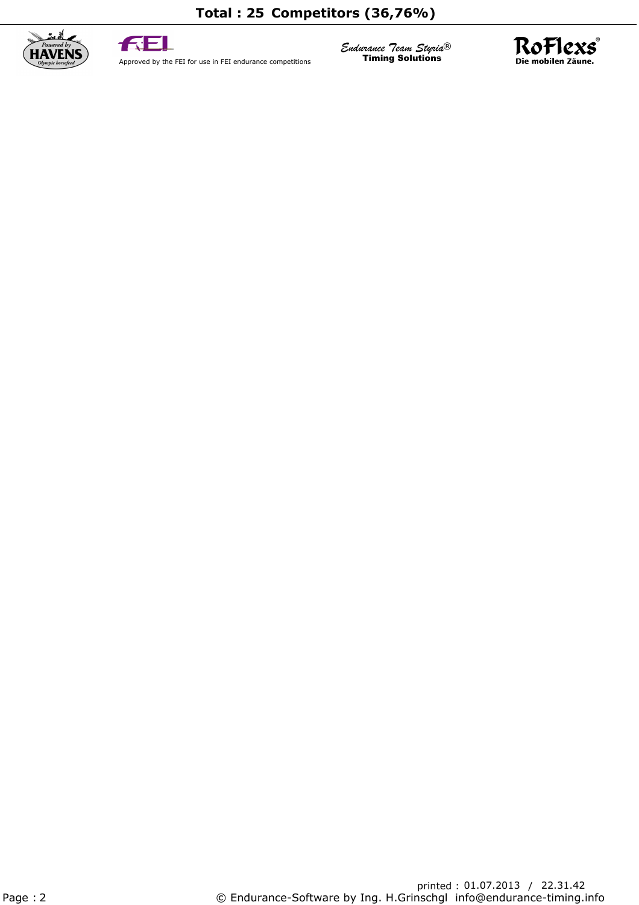**Total : 25 Competitors (36,76%)**

Approved by the FEI for use in FEI endurance competitions

Endurance Team Styria®
Timing Solutions

printed : 01.07.2013 / 22.31.42

© Endurance-Software by Ing. H.Grinschgl info@endurance-timing.info